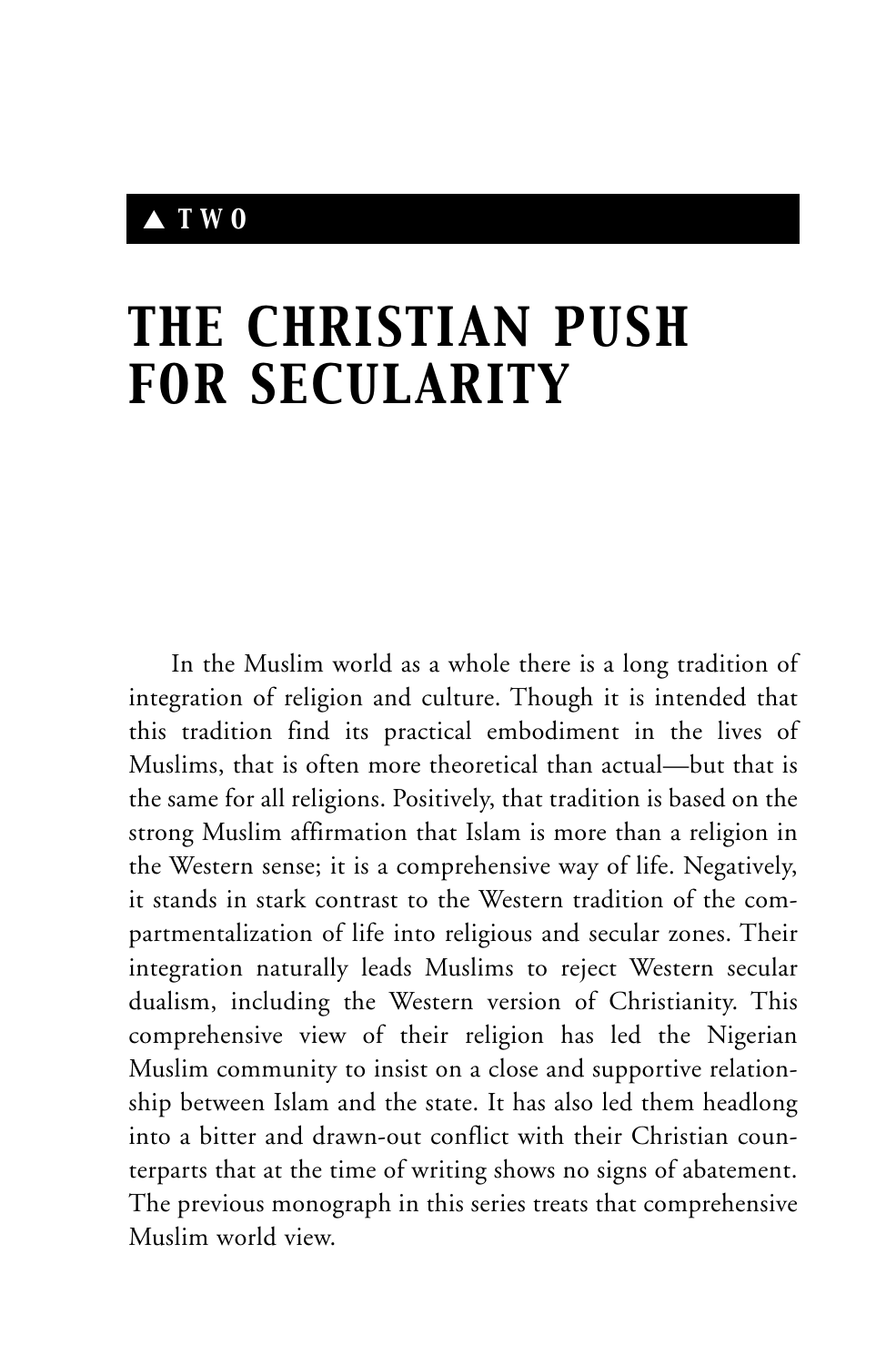▲ TWO

# THE CHRISTIAN PUSH FOR SECULARITY

In the Muslim world as a whole there is a long tradition of integration of religion and culture. Though it is intended that this tradition find its practical embodiment in the lives of Muslims, that is often more theoretical than actual—but that is the same for all religions. Positively, that tradition is based on the strong Muslim affirmation that Islam is more than a religion in the Western sense; it is a comprehensive way of life. Negatively, it stands in stark contrast to the Western tradition of the compartmentalization of life into religious and secular zones. Their integration naturally leads Muslims to reject Western secular dualism, including the Western version of Christianity. This comprehensive view of their religion has led the Nigerian Muslim community to insist on a close and supportive relationship between Islam and the state. It has also led them headlong into a bitter and drawn-out conflict with their Christian counterparts that at the time of writing shows no signs of abatement. The previous monograph in this series treats that comprehensive Muslim world view.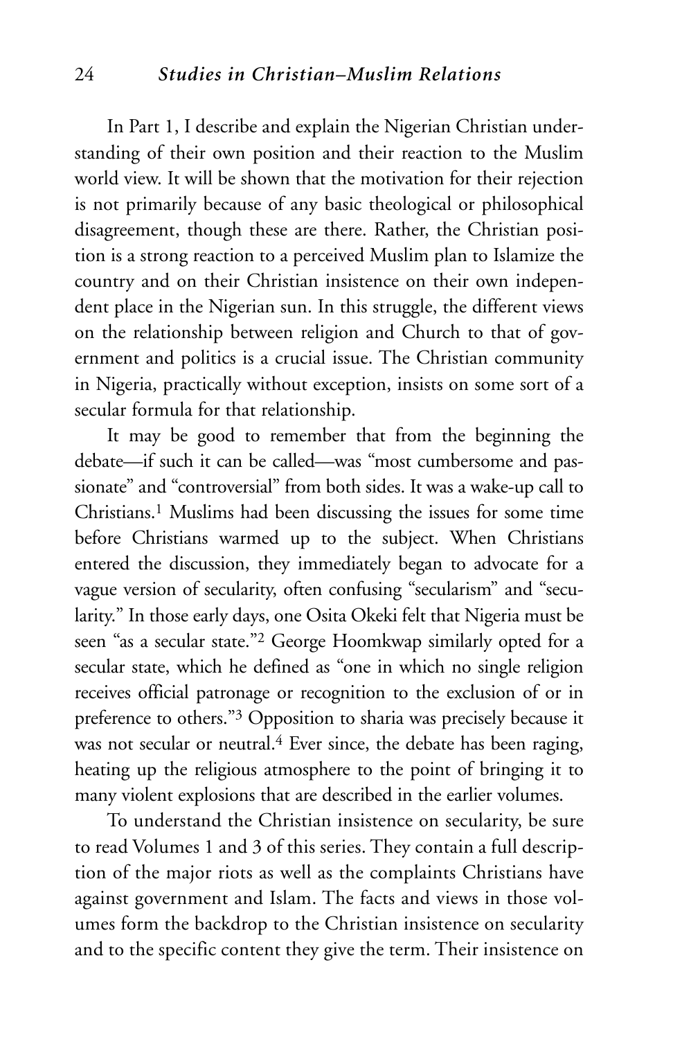In Part 1, I describe and explain the Nigerian Christian understanding of their own position and their reaction to the Muslim world view. It will be shown that the motivation for their rejection is not primarily because of any basic theological or philosophical disagreement, though these are there. Rather, the Christian position is a strong reaction to a perceived Muslim plan to Islamize the country and on their Christian insistence on their own independent place in the Nigerian sun. In this struggle, the different views on the relationship between religion and Church to that of government and politics is a crucial issue. The Christian community in Nigeria, practically without exception, insists on some sort of a secular formula for that relationship.

It may be good to remember that from the beginning the debate—if such it can be called—was "most cumbersome and passionate" and "controversial" from both sides. It was a wake-up call to Christians.[1] Muslims had been discussing the issues for some time before Christians warmed up to the subject. When Christians entered the discussion, they immediately began to advocate for a vague version of secularity, often confusing "secularism" and "secularity." In those early days, one Osita Okeki felt that Nigeria must be seen "as a secular state."[2] George Hoomkwap similarly opted for a secular state, which he defined as "one in which no single religion receives official patronage or recognition to the exclusion of or in preference to others."[3] Opposition to sharia was precisely because it was not secular or neutral.[4] Ever since, the debate has been raging, heating up the religious atmosphere to the point of bringing it to many violent explosions that are described in the earlier volumes.

To understand the Christian insistence on secularity, be sure to read Volumes 1 and 3 of this series. They contain a full description of the major riots as well as the complaints Christians have against government and Islam. The facts and views in those volumes form the backdrop to the Christian insistence on secularity and to the specific content they give the term. Their insistence on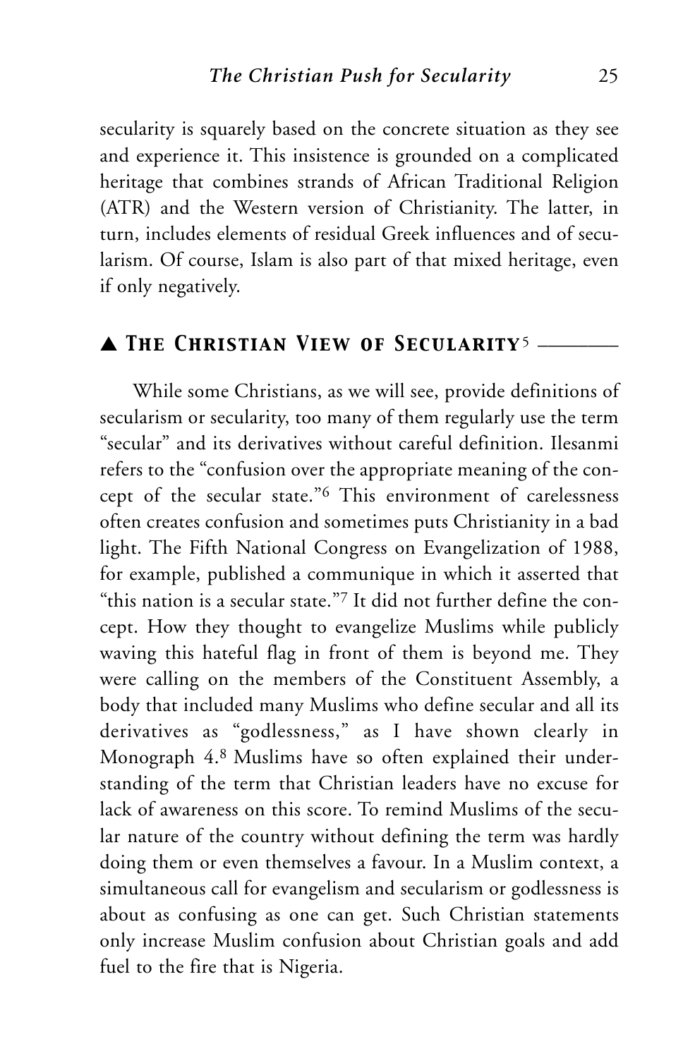secularity is squarely based on the concrete situation as they see and experience it. This insistence is grounded on a complicated heritage that combines strands of African Traditional Religion (ATR) and the Western version of Christianity. The latter, in turn, includes elements of residual Greek influences and of secularism. Of course, Islam is also part of that mixed heritage, even if only negatively.

## ▲ The Christian View of Secularity[5]

While some Christians, as we will see, provide definitions of secularism or secularity, too many of them regularly use the term "secular" and its derivatives without careful definition. Ilesanmi refers to the "confusion over the appropriate meaning of the concept of the secular state."[6] This environment of carelessness often creates confusion and sometimes puts Christianity in a bad light. The Fifth National Congress on Evangelization of 1988, for example, published a communique in which it asserted that "this nation is a secular state."[7] It did not further define the concept. How they thought to evangelize Muslims while publicly waving this hateful flag in front of them is beyond me. They were calling on the members of the Constituent Assembly, a body that included many Muslims who define secular and all its derivatives as "godlessness," as I have shown clearly in Monograph 4.[8] Muslims have so often explained their understanding of the term that Christian leaders have no excuse for lack of awareness on this score. To remind Muslims of the secular nature of the country without defining the term was hardly doing them or even themselves a favour. In a Muslim context, a simultaneous call for evangelism and secularism or godlessness is about as confusing as one can get. Such Christian statements only increase Muslim confusion about Christian goals and add fuel to the fire that is Nigeria.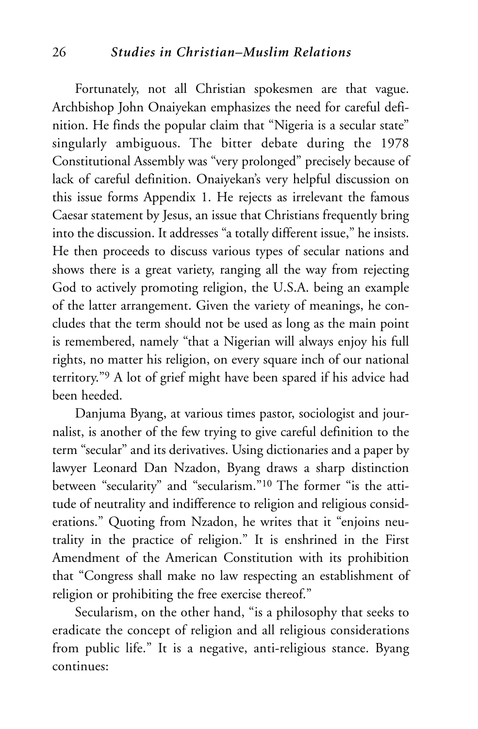Fortunately, not all Christian spokesmen are that vague. Archbishop John Onaiyekan emphasizes the need for careful definition. He finds the popular claim that "Nigeria is a secular state" singularly ambiguous. The bitter debate during the 1978 Constitutional Assembly was "very prolonged" precisely because of lack of careful definition. Onaiyekan's very helpful discussion on this issue forms Appendix 1. He rejects as irrelevant the famous Caesar statement by Jesus, an issue that Christians frequently bring into the discussion. It addresses "a totally different issue," he insists. He then proceeds to discuss various types of secular nations and shows there is a great variety, ranging all the way from rejecting God to actively promoting religion, the U.S.A. being an example of the latter arrangement. Given the variety of meanings, he concludes that the term should not be used as long as the main point is remembered, namely "that a Nigerian will always enjoy his full rights, no matter his religion, on every square inch of our national territory."[9] A lot of grief might have been spared if his advice had been heeded.

Danjuma Byang, at various times pastor, sociologist and journalist, is another of the few trying to give careful definition to the term "secular" and its derivatives. Using dictionaries and a paper by lawyer Leonard Dan Nzadon, Byang draws a sharp distinction between "secularity" and "secularism."[10] The former "is the attitude of neutrality and indifference to religion and religious considerations." Quoting from Nzadon, he writes that it "enjoins neutrality in the practice of religion." It is enshrined in the First Amendment of the American Constitution with its prohibition that "Congress shall make no law respecting an establishment of religion or prohibiting the free exercise thereof."

Secularism, on the other hand, "is a philosophy that seeks to eradicate the concept of religion and all religious considerations from public life." It is a negative, anti-religious stance. Byang continues: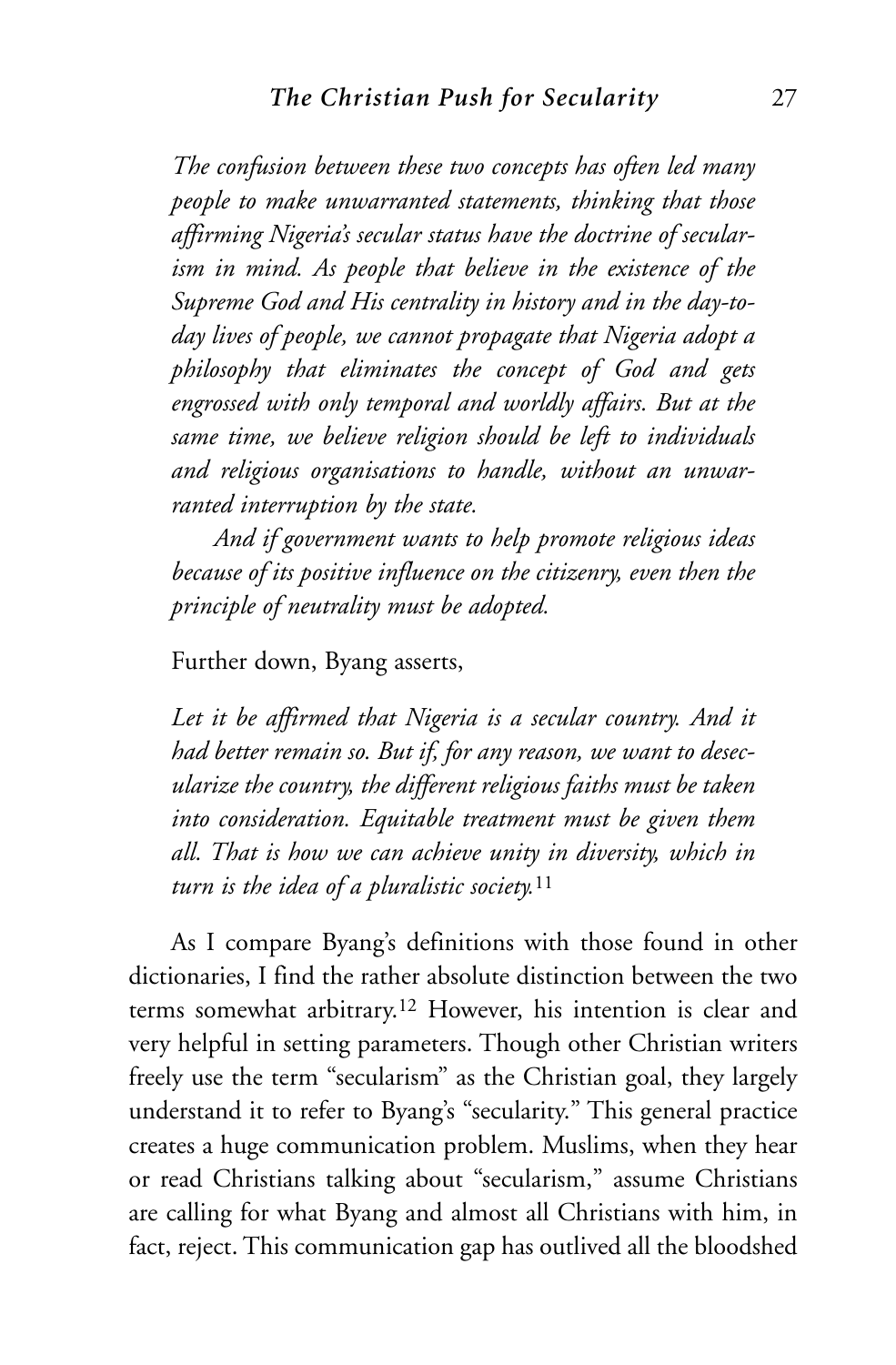*The confusion between these two concepts has often led many people to make unwarranted statements, thinking that those affirming Nigeria's secular status have the doctrine of secularism in mind. As people that believe in the existence of the Supreme God and His centrality in history and in the day-to-day lives of people, we cannot propagate that Nigeria adopt a philosophy that eliminates the concept of God and gets engrossed with only temporal and worldly affairs. But at the same time, we believe religion should be left to individuals and religious organisations to handle, without an unwarranted interruption by the state.*

*And if government wants to help promote religious ideas because of its positive influence on the citizenry, even then the principle of neutrality must be adopted.*

Further down, Byang asserts,

*Let it be affirmed that Nigeria is a secular country. And it had better remain so. But if, for any reason, we want to desecularize the country, the different religious faiths must be taken into consideration. Equitable treatment must be given them all. That is how we can achieve unity in diversity, which in turn is the idea of a pluralistic society.*[11]

As I compare Byang's definitions with those found in other dictionaries, I find the rather absolute distinction between the two terms somewhat arbitrary.[12] However, his intention is clear and very helpful in setting parameters. Though other Christian writers freely use the term "secularism" as the Christian goal, they largely understand it to refer to Byang's "secularity." This general practice creates a huge communication problem. Muslims, when they hear or read Christians talking about "secularism," assume Christians are calling for what Byang and almost all Christians with him, in fact, reject. This communication gap has outlived all the bloodshed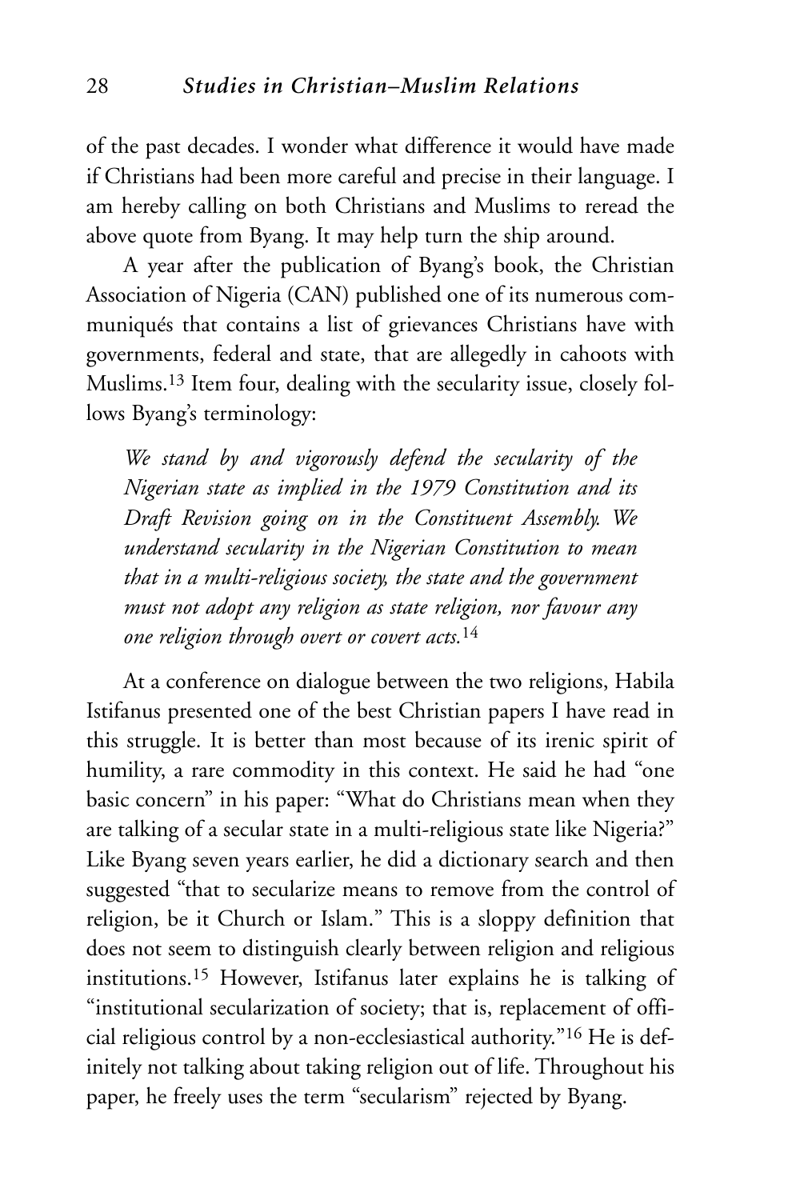of the past decades. I wonder what difference it would have made if Christians had been more careful and precise in their language. I am hereby calling on both Christians and Muslims to reread the above quote from Byang. It may help turn the ship around.

A year after the publication of Byang's book, the Christian Association of Nigeria (CAN) published one of its numerous communiqués that contains a list of grievances Christians have with governments, federal and state, that are allegedly in cahoots with Muslims.[13] Item four, dealing with the secularity issue, closely follows Byang's terminology:

> *We stand by and vigorously defend the secularity of the Nigerian state as implied in the 1979 Constitution and its Draft Revision going on in the Constituent Assembly. We understand secularity in the Nigerian Constitution to mean that in a multi-religious society, the state and the government must not adopt any religion as state religion, nor favour any one religion through overt or covert acts.*[14]

At a conference on dialogue between the two religions, Habila Istifanus presented one of the best Christian papers I have read in this struggle. It is better than most because of its irenic spirit of humility, a rare commodity in this context. He said he had "one basic concern" in his paper: "What do Christians mean when they are talking of a secular state in a multi-religious state like Nigeria?" Like Byang seven years earlier, he did a dictionary search and then suggested "that to secularize means to remove from the control of religion, be it Church or Islam." This is a sloppy definition that does not seem to distinguish clearly between religion and religious institutions.[15] However, Istifanus later explains he is talking of "institutional secularization of society; that is, replacement of official religious control by a non-ecclesiastical authority."[16] He is definitely not talking about taking religion out of life. Throughout his paper, he freely uses the term "secularism" rejected by Byang.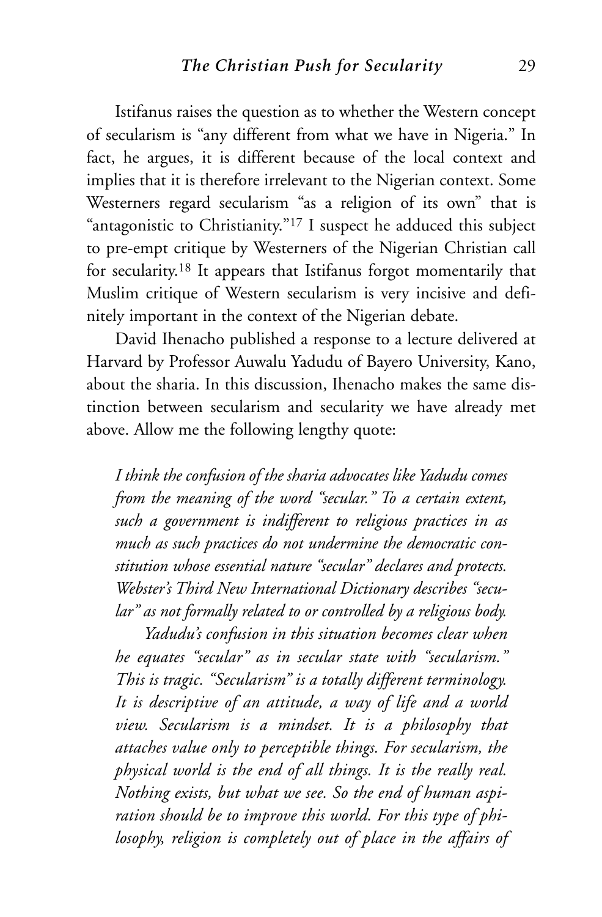Istifanus raises the question as to whether the Western concept of secularism is "any different from what we have in Nigeria." In fact, he argues, it is different because of the local context and implies that it is therefore irrelevant to the Nigerian context. Some Westerners regard secularism "as a religion of its own" that is "antagonistic to Christianity."[17] I suspect he adduced this subject to pre-empt critique by Westerners of the Nigerian Christian call for secularity.[18] It appears that Istifanus forgot momentarily that Muslim critique of Western secularism is very incisive and definitely important in the context of the Nigerian debate.

David Ihenacho published a response to a lecture delivered at Harvard by Professor Auwalu Yadudu of Bayero University, Kano, about the sharia. In this discussion, Ihenacho makes the same distinction between secularism and secularity we have already met above. Allow me the following lengthy quote:

> *I think the confusion of the sharia advocates like Yadudu comes from the meaning of the word "secular." To a certain extent, such a government is indifferent to religious practices in as much as such practices do not undermine the democratic constitution whose essential nature "secular" declares and protects. Webster's Third New International Dictionary describes "secular" as not formally related to or controlled by a religious body.*
>
> *Yadudu's confusion in this situation becomes clear when he equates "secular" as in secular state with "secularism." This is tragic. "Secularism" is a totally different terminology. It is descriptive of an attitude, a way of life and a world view. Secularism is a mindset. It is a philosophy that attaches value only to perceptible things. For secularism, the physical world is the end of all things. It is the really real. Nothing exists, but what we see. So the end of human aspiration should be to improve this world. For this type of philosophy, religion is completely out of place in the affairs of*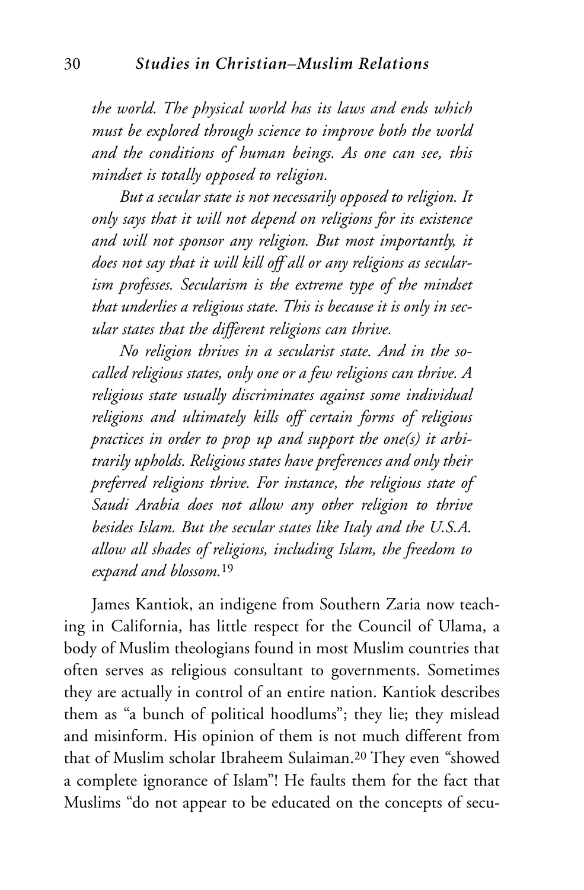*the world. The physical world has its laws and ends which must be explored through science to improve both the world and the conditions of human beings. As one can see, this mindset is totally opposed to religion.*

*But a secular state is not necessarily opposed to religion. It only says that it will not depend on religions for its existence and will not sponsor any religion. But most importantly, it does not say that it will kill off all or any religions as secularism professes. Secularism is the extreme type of the mindset that underlies a religious state. This is because it is only in secular states that the different religions can thrive.*

*No religion thrives in a secularist state. And in the so-called religious states, only one or a few religions can thrive. A religious state usually discriminates against some individual religions and ultimately kills off certain forms of religious practices in order to prop up and support the one(s) it arbitrarily upholds. Religious states have preferences and only their preferred religions thrive. For instance, the religious state of Saudi Arabia does not allow any other religion to thrive besides Islam. But the secular states like Italy and the U.S.A. allow all shades of religions, including Islam, the freedom to expand and blossom.*[19]

James Kantiok, an indigene from Southern Zaria now teaching in California, has little respect for the Council of Ulama, a body of Muslim theologians found in most Muslim countries that often serves as religious consultant to governments. Sometimes they are actually in control of an entire nation. Kantiok describes them as "a bunch of political hoodlums"; they lie; they mislead and misinform. His opinion of them is not much different from that of Muslim scholar Ibraheem Sulaiman.[20] They even "showed a complete ignorance of Islam"! He faults them for the fact that Muslims "do not appear to be educated on the concepts of secu-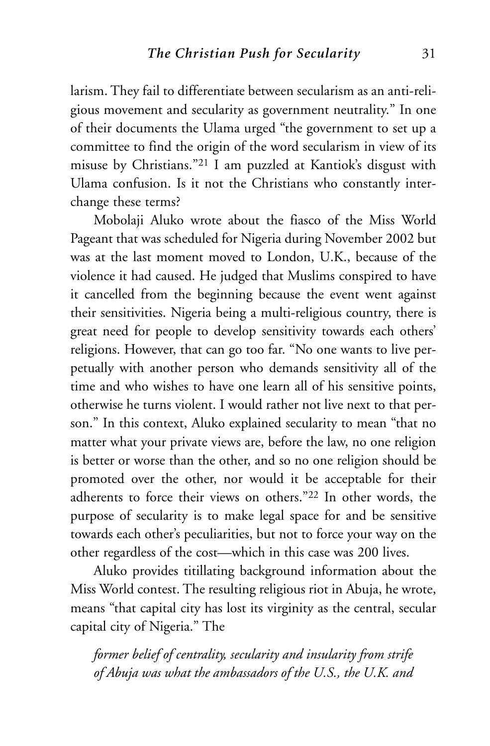larism. They fail to differentiate between secularism as an anti-religious movement and secularity as government neutrality." In one of their documents the Ulama urged "the government to set up a committee to find the origin of the word secularism in view of its misuse by Christians."[21] I am puzzled at Kantiok's disgust with Ulama confusion. Is it not the Christians who constantly interchange these terms?

Mobolaji Aluko wrote about the fiasco of the Miss World Pageant that was scheduled for Nigeria during November 2002 but was at the last moment moved to London, U.K., because of the violence it had caused. He judged that Muslims conspired to have it cancelled from the beginning because the event went against their sensitivities. Nigeria being a multi-religious country, there is great need for people to develop sensitivity towards each others' religions. However, that can go too far. "No one wants to live perpetually with another person who demands sensitivity all of the time and who wishes to have one learn all of his sensitive points, otherwise he turns violent. I would rather not live next to that person." In this context, Aluko explained secularity to mean "that no matter what your private views are, before the law, no one religion is better or worse than the other, and so no one religion should be promoted over the other, nor would it be acceptable for their adherents to force their views on others."[22] In other words, the purpose of secularity is to make legal space for and be sensitive towards each other's peculiarities, but not to force your way on the other regardless of the cost—which in this case was 200 lives.

Aluko provides titillating background information about the Miss World contest. The resulting religious riot in Abuja, he wrote, means "that capital city has lost its virginity as the central, secular capital city of Nigeria." The

> *former belief of centrality, secularity and insularity from strife of Abuja was what the ambassadors of the U.S., the U.K. and*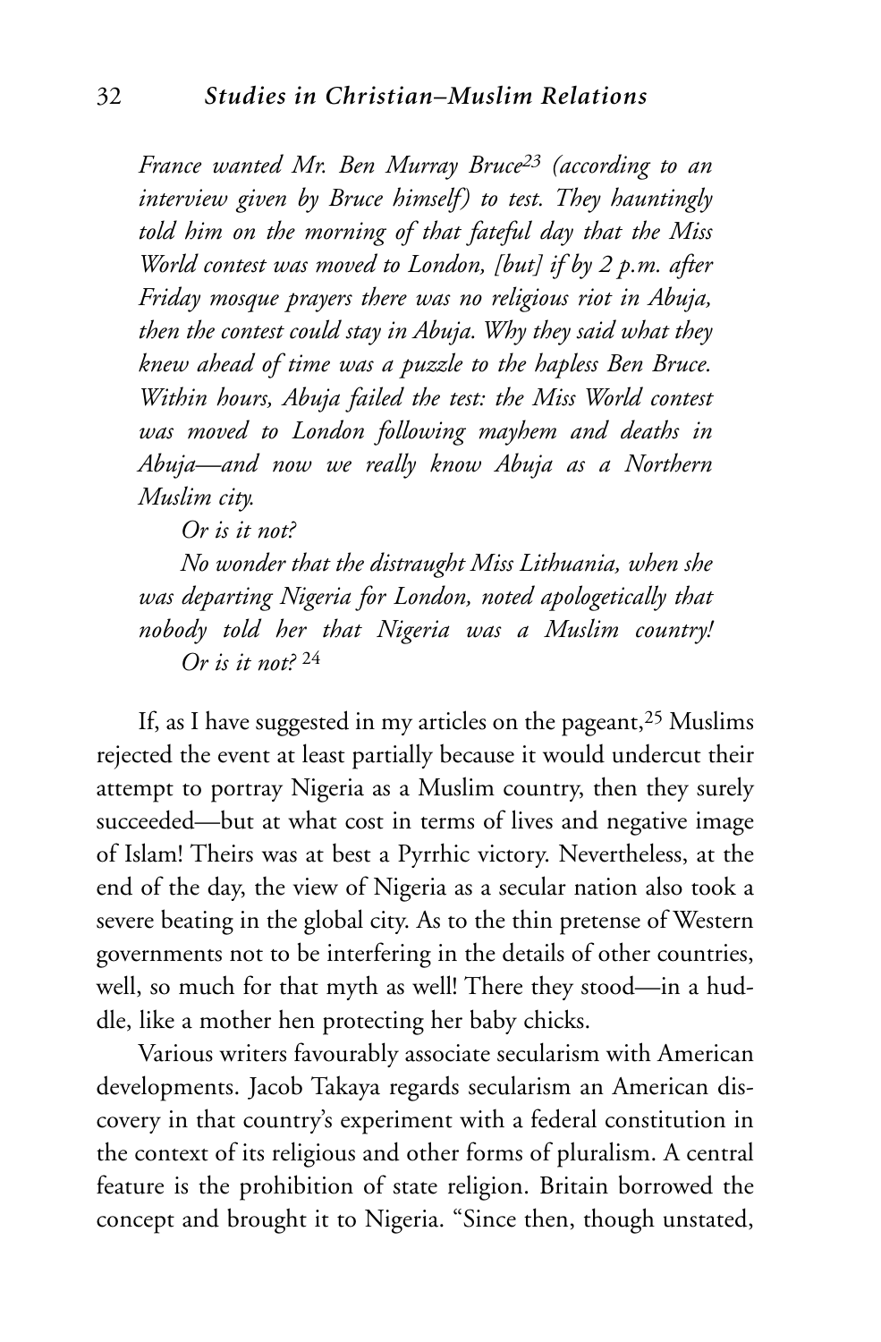*France wanted Mr. Ben Murray Bruce*[23] *(according to an interview given by Bruce himself) to test. They hauntingly told him on the morning of that fateful day that the Miss World contest was moved to London, [but] if by 2 p.m. after Friday mosque prayers there was no religious riot in Abuja, then the contest could stay in Abuja. Why they said what they knew ahead of time was a puzzle to the hapless Ben Bruce. Within hours, Abuja failed the test: the Miss World contest was moved to London following mayhem and deaths in Abuja—and now we really know Abuja as a Northern Muslim city.*

*Or is it not?*

*No wonder that the distraught Miss Lithuania, when she was departing Nigeria for London, noted apologetically that nobody told her that Nigeria was a Muslim country! Or is it not?* [24]

If, as I have suggested in my articles on the pageant,[25] Muslims rejected the event at least partially because it would undercut their attempt to portray Nigeria as a Muslim country, then they surely succeeded—but at what cost in terms of lives and negative image of Islam! Theirs was at best a Pyrrhic victory. Nevertheless, at the end of the day, the view of Nigeria as a secular nation also took a severe beating in the global city. As to the thin pretense of Western governments not to be interfering in the details of other countries, well, so much for that myth as well! There they stood—in a huddle, like a mother hen protecting her baby chicks.

Various writers favourably associate secularism with American developments. Jacob Takaya regards secularism an American discovery in that country's experiment with a federal constitution in the context of its religious and other forms of pluralism. A central feature is the prohibition of state religion. Britain borrowed the concept and brought it to Nigeria. "Since then, though unstated,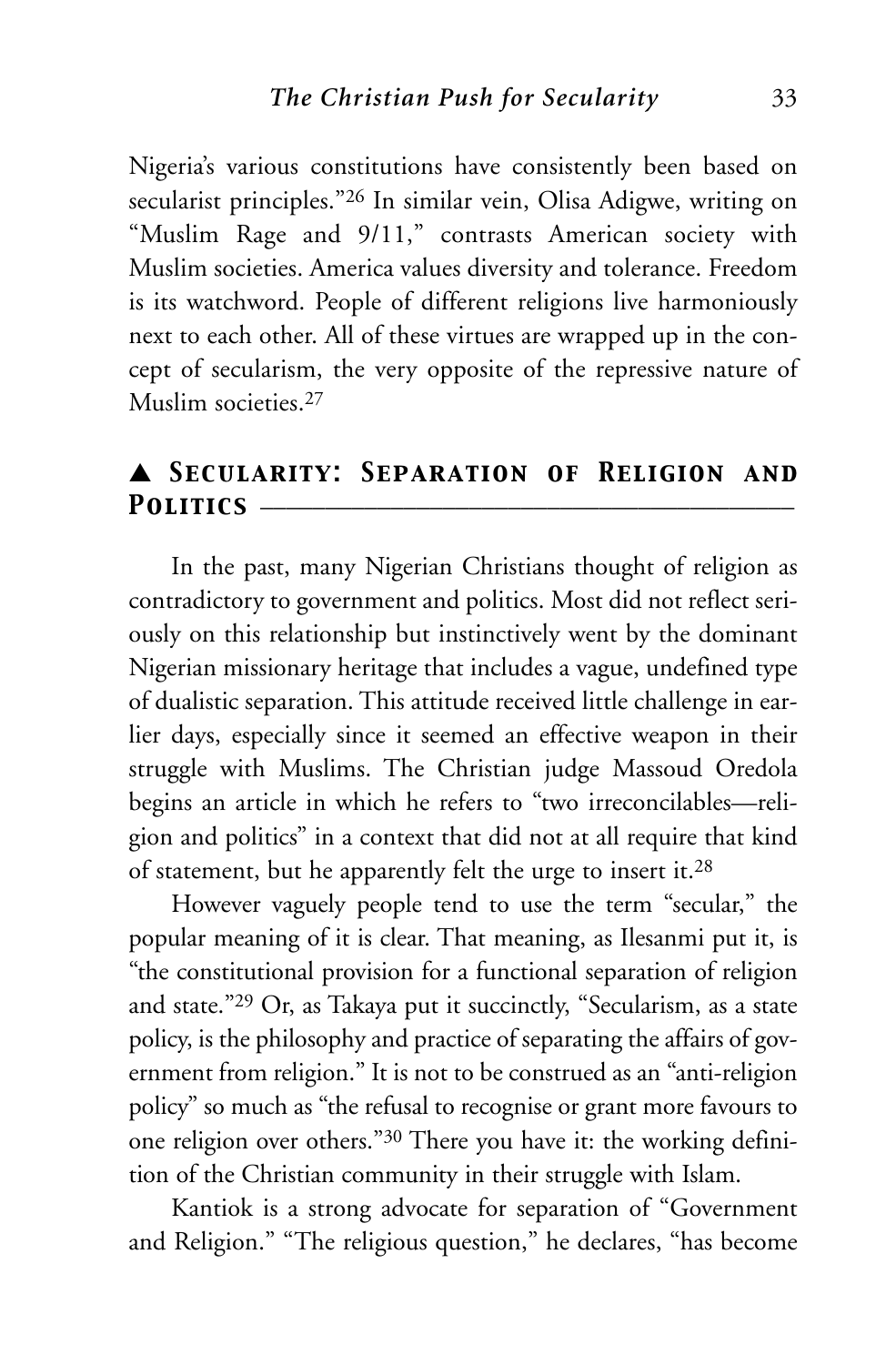Nigeria's various constitutions have consistently been based on secularist principles."[26] In similar vein, Olisa Adigwe, writing on "Muslim Rage and 9/11," contrasts American society with Muslim societies. America values diversity and tolerance. Freedom is its watchword. People of different religions live harmoniously next to each other. All of these virtues are wrapped up in the concept of secularism, the very opposite of the repressive nature of Muslim societies.[27]

## ▲ Secularity: Separation of Religion and Politics

In the past, many Nigerian Christians thought of religion as contradictory to government and politics. Most did not reflect seriously on this relationship but instinctively went by the dominant Nigerian missionary heritage that includes a vague, undefined type of dualistic separation. This attitude received little challenge in earlier days, especially since it seemed an effective weapon in their struggle with Muslims. The Christian judge Massoud Oredola begins an article in which he refers to "two irreconcilables—religion and politics" in a context that did not at all require that kind of statement, but he apparently felt the urge to insert it.[28]

However vaguely people tend to use the term "secular," the popular meaning of it is clear. That meaning, as Ilesanmi put it, is "the constitutional provision for a functional separation of religion and state."[29] Or, as Takaya put it succinctly, "Secularism, as a state policy, is the philosophy and practice of separating the affairs of government from religion." It is not to be construed as an "anti-religion policy" so much as "the refusal to recognise or grant more favours to one religion over others."[30] There you have it: the working definition of the Christian community in their struggle with Islam.

Kantiok is a strong advocate for separation of "Government and Religion." "The religious question," he declares, "has become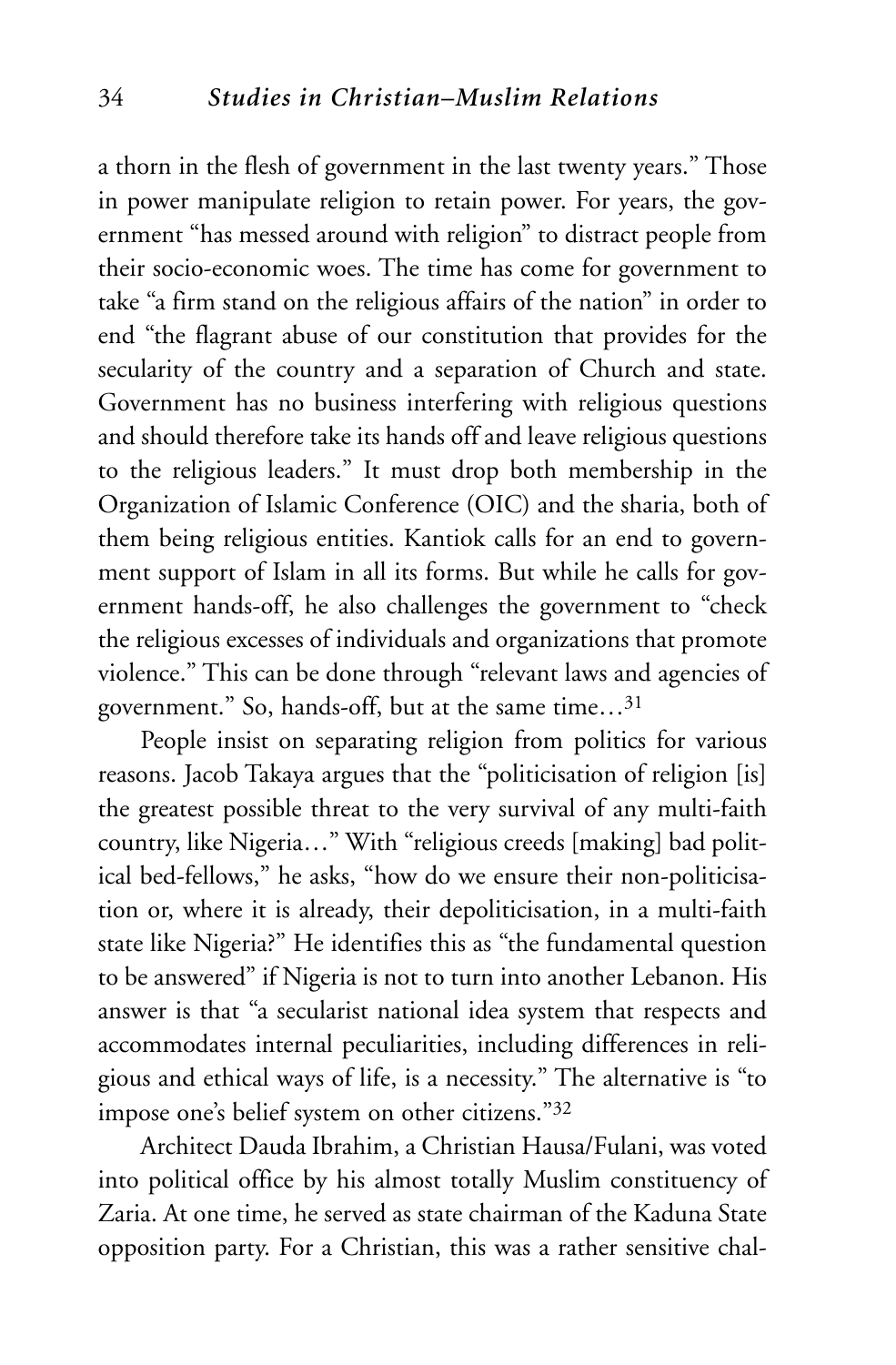a thorn in the flesh of government in the last twenty years." Those in power manipulate religion to retain power. For years, the government "has messed around with religion" to distract people from their socio-economic woes. The time has come for government to take "a firm stand on the religious affairs of the nation" in order to end "the flagrant abuse of our constitution that provides for the secularity of the country and a separation of Church and state. Government has no business interfering with religious questions and should therefore take its hands off and leave religious questions to the religious leaders." It must drop both membership in the Organization of Islamic Conference (OIC) and the sharia, both of them being religious entities. Kantiok calls for an end to government support of Islam in all its forms. But while he calls for government hands-off, he also challenges the government to "check the religious excesses of individuals and organizations that promote violence." This can be done through "relevant laws and agencies of government." So, hands-off, but at the same time…[31]

People insist on separating religion from politics for various reasons. Jacob Takaya argues that the "politicisation of religion [is] the greatest possible threat to the very survival of any multi-faith country, like Nigeria…" With "religious creeds [making] bad political bed-fellows," he asks, "how do we ensure their non-politicisation or, where it is already, their depoliticisation, in a multi-faith state like Nigeria?" He identifies this as "the fundamental question to be answered" if Nigeria is not to turn into another Lebanon. His answer is that "a secularist national idea system that respects and accommodates internal peculiarities, including differences in religious and ethical ways of life, is a necessity." The alternative is "to impose one's belief system on other citizens."[32]

Architect Dauda Ibrahim, a Christian Hausa/Fulani, was voted into political office by his almost totally Muslim constituency of Zaria. At one time, he served as state chairman of the Kaduna State opposition party. For a Christian, this was a rather sensitive chal-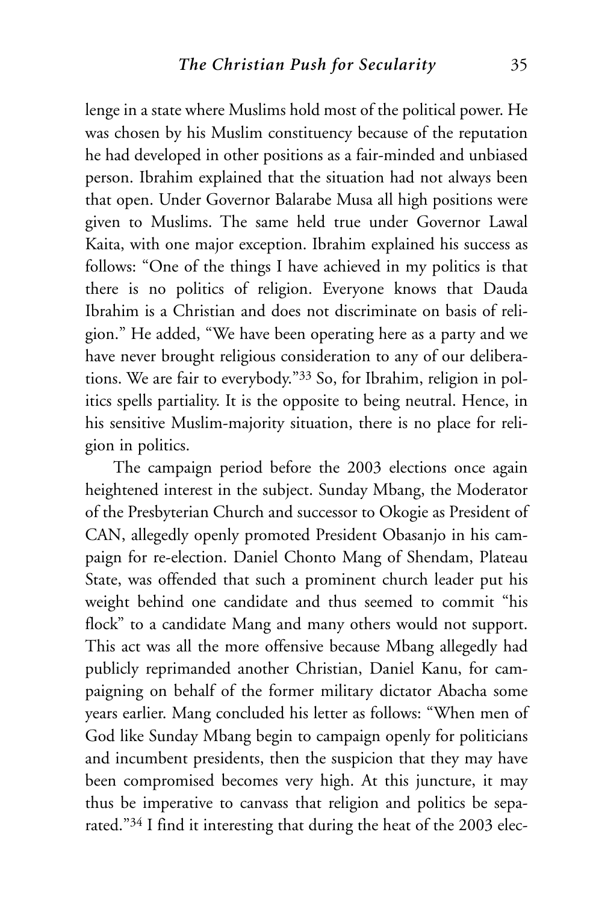lenge in a state where Muslims hold most of the political power. He was chosen by his Muslim constituency because of the reputation he had developed in other positions as a fair-minded and unbiased person. Ibrahim explained that the situation had not always been that open. Under Governor Balarabe Musa all high positions were given to Muslims. The same held true under Governor Lawal Kaita, with one major exception. Ibrahim explained his success as follows: "One of the things I have achieved in my politics is that there is no politics of religion. Everyone knows that Dauda Ibrahim is a Christian and does not discriminate on basis of religion." He added, "We have been operating here as a party and we have never brought religious consideration to any of our deliberations. We are fair to everybody."[33] So, for Ibrahim, religion in politics spells partiality. It is the opposite to being neutral. Hence, in his sensitive Muslim-majority situation, there is no place for religion in politics.

The campaign period before the 2003 elections once again heightened interest in the subject. Sunday Mbang, the Moderator of the Presbyterian Church and successor to Okogie as President of CAN, allegedly openly promoted President Obasanjo in his campaign for re-election. Daniel Chonto Mang of Shendam, Plateau State, was offended that such a prominent church leader put his weight behind one candidate and thus seemed to commit "his flock" to a candidate Mang and many others would not support. This act was all the more offensive because Mbang allegedly had publicly reprimanded another Christian, Daniel Kanu, for campaigning on behalf of the former military dictator Abacha some years earlier. Mang concluded his letter as follows: "When men of God like Sunday Mbang begin to campaign openly for politicians and incumbent presidents, then the suspicion that they may have been compromised becomes very high. At this juncture, it may thus be imperative to canvass that religion and politics be separated."[34] I find it interesting that during the heat of the 2003 elec-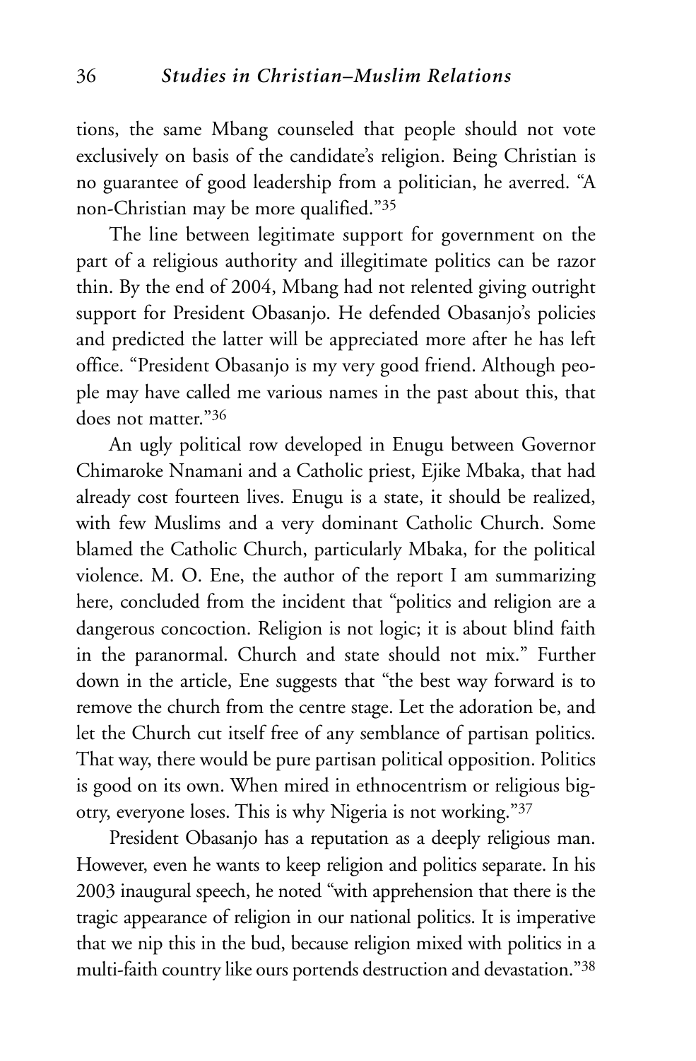tions, the same Mbang counseled that people should not vote exclusively on basis of the candidate's religion. Being Christian is no guarantee of good leadership from a politician, he averred. "A non-Christian may be more qualified."[35]

The line between legitimate support for government on the part of a religious authority and illegitimate politics can be razor thin. By the end of 2004, Mbang had not relented giving outright support for President Obasanjo. He defended Obasanjo's policies and predicted the latter will be appreciated more after he has left office. "President Obasanjo is my very good friend. Although people may have called me various names in the past about this, that does not matter."[36]

An ugly political row developed in Enugu between Governor Chimaroke Nnamani and a Catholic priest, Ejike Mbaka, that had already cost fourteen lives. Enugu is a state, it should be realized, with few Muslims and a very dominant Catholic Church. Some blamed the Catholic Church, particularly Mbaka, for the political violence. M. O. Ene, the author of the report I am summarizing here, concluded from the incident that "politics and religion are a dangerous concoction. Religion is not logic; it is about blind faith in the paranormal. Church and state should not mix." Further down in the article, Ene suggests that "the best way forward is to remove the church from the centre stage. Let the adoration be, and let the Church cut itself free of any semblance of partisan politics. That way, there would be pure partisan political opposition. Politics is good on its own. When mired in ethnocentrism or religious bigotry, everyone loses. This is why Nigeria is not working."[37]

President Obasanjo has a reputation as a deeply religious man. However, even he wants to keep religion and politics separate. In his 2003 inaugural speech, he noted "with apprehension that there is the tragic appearance of religion in our national politics. It is imperative that we nip this in the bud, because religion mixed with politics in a multi-faith country like ours portends destruction and devastation."[38]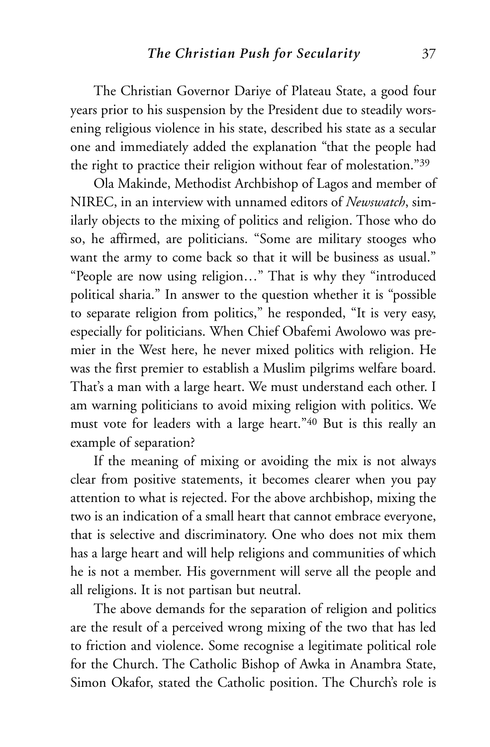The Christian Governor Dariye of Plateau State, a good four years prior to his suspension by the President due to steadily worsening religious violence in his state, described his state as a secular one and immediately added the explanation "that the people had the right to practice their religion without fear of molestation."[39]

Ola Makinde, Methodist Archbishop of Lagos and member of NIREC, in an interview with unnamed editors of *Newswatch*, similarly objects to the mixing of politics and religion. Those who do so, he affirmed, are politicians. "Some are military stooges who want the army to come back so that it will be business as usual." "People are now using religion…" That is why they "introduced political sharia." In answer to the question whether it is "possible to separate religion from politics," he responded, "It is very easy, especially for politicians. When Chief Obafemi Awolowo was premier in the West here, he never mixed politics with religion. He was the first premier to establish a Muslim pilgrims welfare board. That's a man with a large heart. We must understand each other. I am warning politicians to avoid mixing religion with politics. We must vote for leaders with a large heart."[40] But is this really an example of separation?

If the meaning of mixing or avoiding the mix is not always clear from positive statements, it becomes clearer when you pay attention to what is rejected. For the above archbishop, mixing the two is an indication of a small heart that cannot embrace everyone, that is selective and discriminatory. One who does not mix them has a large heart and will help religions and communities of which he is not a member. His government will serve all the people and all religions. It is not partisan but neutral.

The above demands for the separation of religion and politics are the result of a perceived wrong mixing of the two that has led to friction and violence. Some recognise a legitimate political role for the Church. The Catholic Bishop of Awka in Anambra State, Simon Okafor, stated the Catholic position. The Church's role is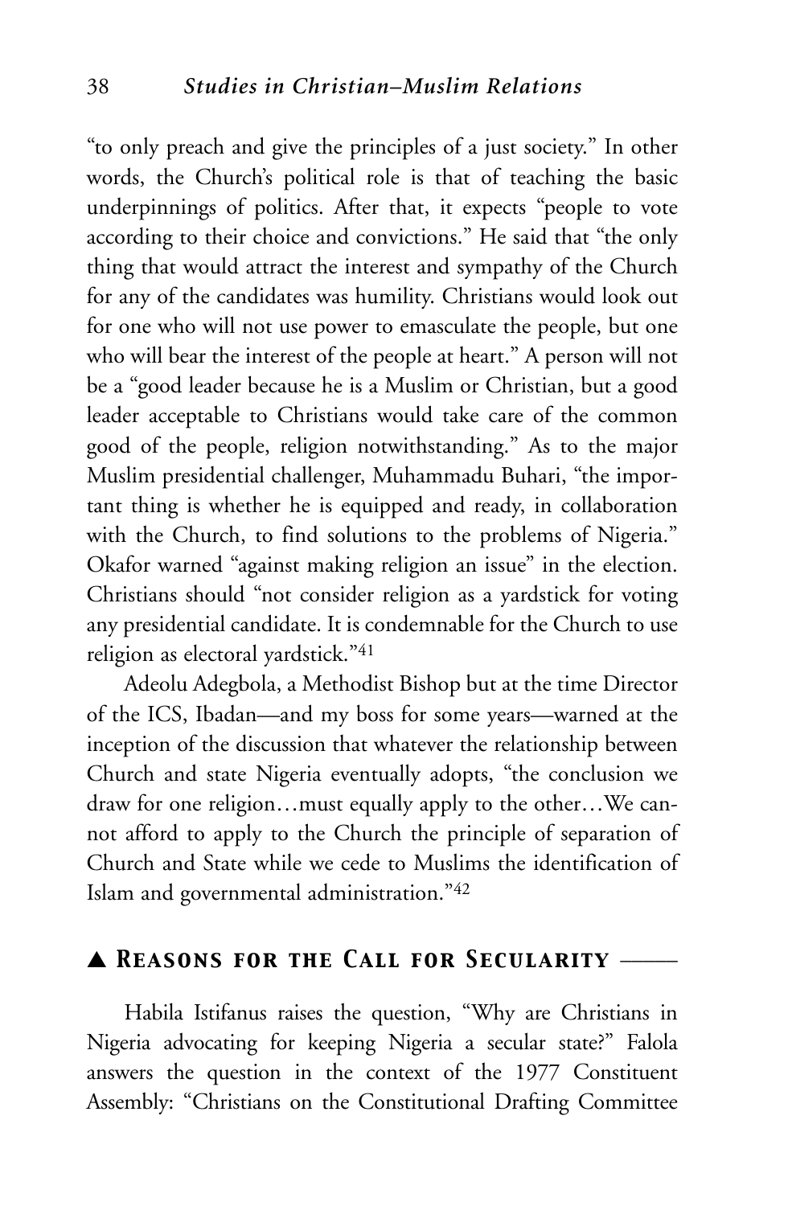"to only preach and give the principles of a just society." In other words, the Church's political role is that of teaching the basic underpinnings of politics. After that, it expects "people to vote according to their choice and convictions." He said that "the only thing that would attract the interest and sympathy of the Church for any of the candidates was humility. Christians would look out for one who will not use power to emasculate the people, but one who will bear the interest of the people at heart." A person will not be a "good leader because he is a Muslim or Christian, but a good leader acceptable to Christians would take care of the common good of the people, religion notwithstanding." As to the major Muslim presidential challenger, Muhammadu Buhari, "the important thing is whether he is equipped and ready, in collaboration with the Church, to find solutions to the problems of Nigeria." Okafor warned "against making religion an issue" in the election. Christians should "not consider religion as a yardstick for voting any presidential candidate. It is condemnable for the Church to use religion as electoral yardstick."[41]

Adeolu Adegbola, a Methodist Bishop but at the time Director of the ICS, Ibadan—and my boss for some years—warned at the inception of the discussion that whatever the relationship between Church and state Nigeria eventually adopts, "the conclusion we draw for one religion…must equally apply to the other…We cannot afford to apply to the Church the principle of separation of Church and State while we cede to Muslims the identification of Islam and governmental administration."[42]

## ▲ *Reasons for the Call for Secularity*

Habila Istifanus raises the question, "Why are Christians in Nigeria advocating for keeping Nigeria a secular state?" Falola answers the question in the context of the 1977 Constituent Assembly: "Christians on the Constitutional Drafting Committee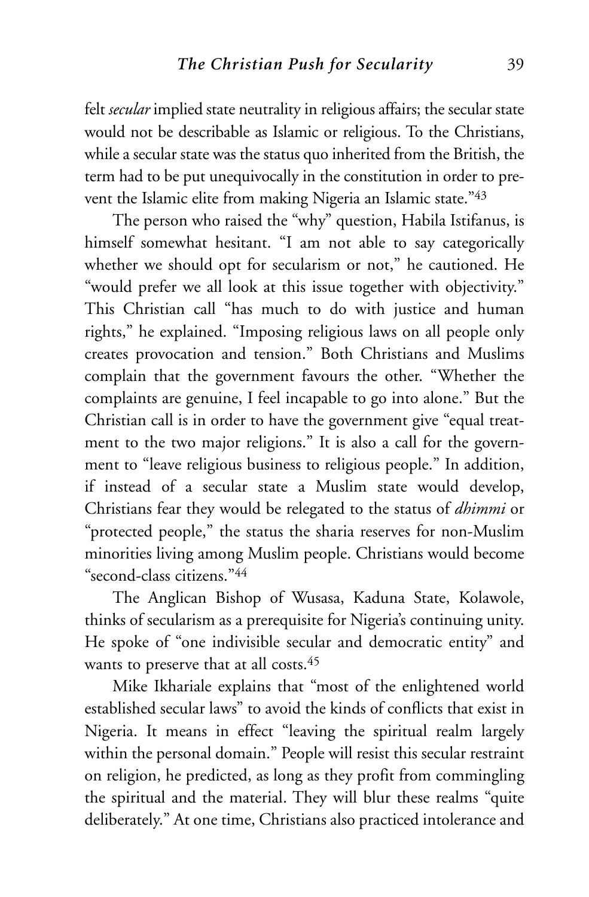felt *secular* implied state neutrality in religious affairs; the secular state would not be describable as Islamic or religious. To the Christians, while a secular state was the status quo inherited from the British, the term had to be put unequivocally in the constitution in order to prevent the Islamic elite from making Nigeria an Islamic state."[43]

The person who raised the "why" question, Habila Istifanus, is himself somewhat hesitant. "I am not able to say categorically whether we should opt for secularism or not," he cautioned. He "would prefer we all look at this issue together with objectivity." This Christian call "has much to do with justice and human rights," he explained. "Imposing religious laws on all people only creates provocation and tension." Both Christians and Muslims complain that the government favours the other. "Whether the complaints are genuine, I feel incapable to go into alone." But the Christian call is in order to have the government give "equal treatment to the two major religions." It is also a call for the government to "leave religious business to religious people." In addition, if instead of a secular state a Muslim state would develop, Christians fear they would be relegated to the status of *dhimmi* or "protected people," the status the sharia reserves for non-Muslim minorities living among Muslim people. Christians would become "second-class citizens."[44]

The Anglican Bishop of Wusasa, Kaduna State, Kolawole, thinks of secularism as a prerequisite for Nigeria's continuing unity. He spoke of "one indivisible secular and democratic entity" and wants to preserve that at all costs.[45]

Mike Ikhariale explains that "most of the enlightened world established secular laws" to avoid the kinds of conflicts that exist in Nigeria. It means in effect "leaving the spiritual realm largely within the personal domain." People will resist this secular restraint on religion, he predicted, as long as they profit from commingling the spiritual and the material. They will blur these realms "quite deliberately." At one time, Christians also practiced intolerance and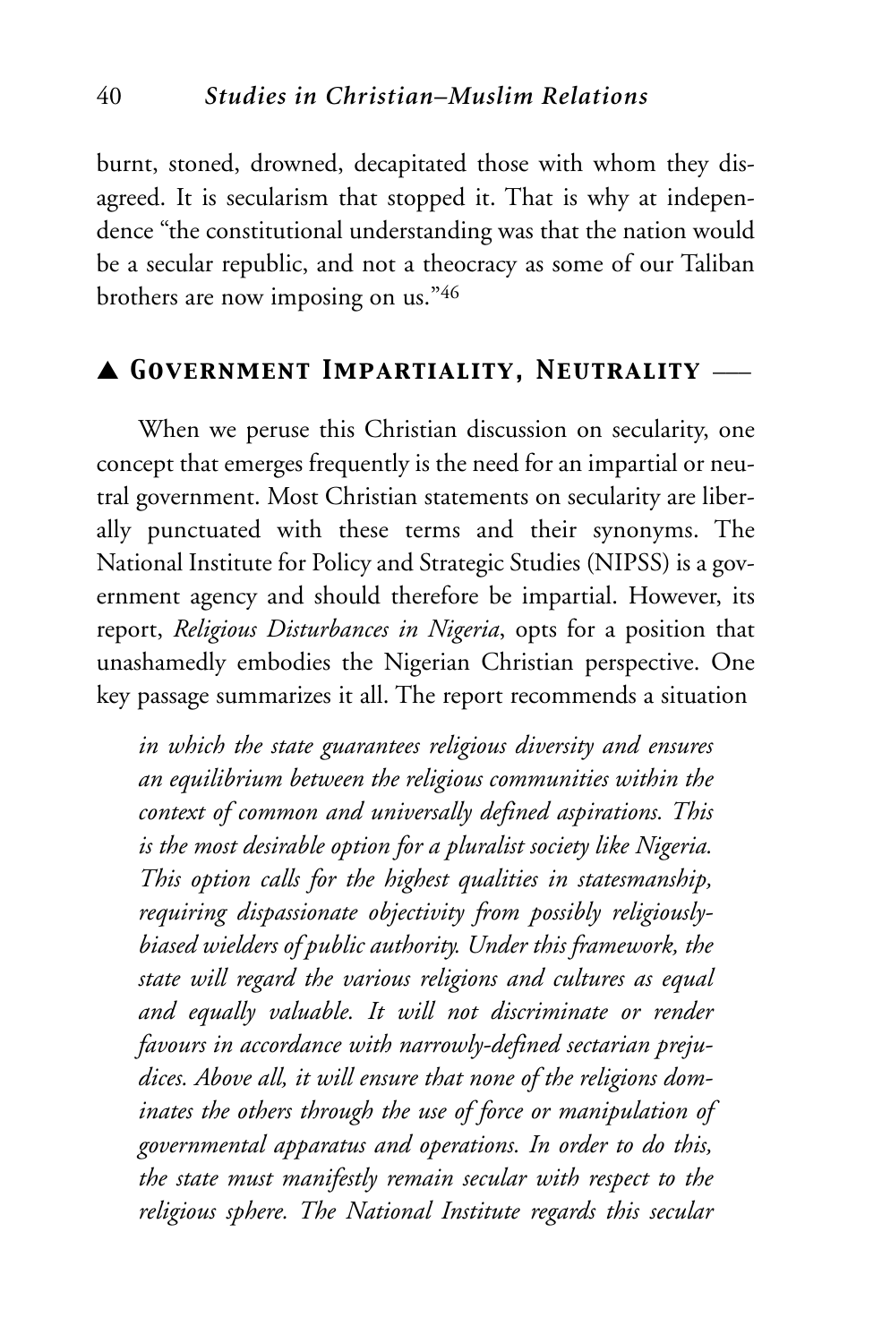burnt, stoned, drowned, decapitated those with whom they disagreed. It is secularism that stopped it. That is why at independence "the constitutional understanding was that the nation would be a secular republic, and not a theocracy as some of our Taliban brothers are now imposing on us."[46]

## ▲ Government Impartiality, Neutrality —

When we peruse this Christian discussion on secularity, one concept that emerges frequently is the need for an impartial or neutral government. Most Christian statements on secularity are liberally punctuated with these terms and their synonyms. The National Institute for Policy and Strategic Studies (NIPSS) is a government agency and should therefore be impartial. However, its report, *Religious Disturbances in Nigeria*, opts for a position that unashamedly embodies the Nigerian Christian perspective. One key passage summarizes it all. The report recommends a situation

> *in which the state guarantees religious diversity and ensures an equilibrium between the religious communities within the context of common and universally defined aspirations. This is the most desirable option for a pluralist society like Nigeria. This option calls for the highest qualities in statesmanship, requiring dispassionate objectivity from possibly religiously-biased wielders of public authority. Under this framework, the state will regard the various religions and cultures as equal and equally valuable. It will not discriminate or render favours in accordance with narrowly-defined sectarian prejudices. Above all, it will ensure that none of the religions dominates the others through the use of force or manipulation of governmental apparatus and operations. In order to do this, the state must manifestly remain secular with respect to the religious sphere. The National Institute regards this secular*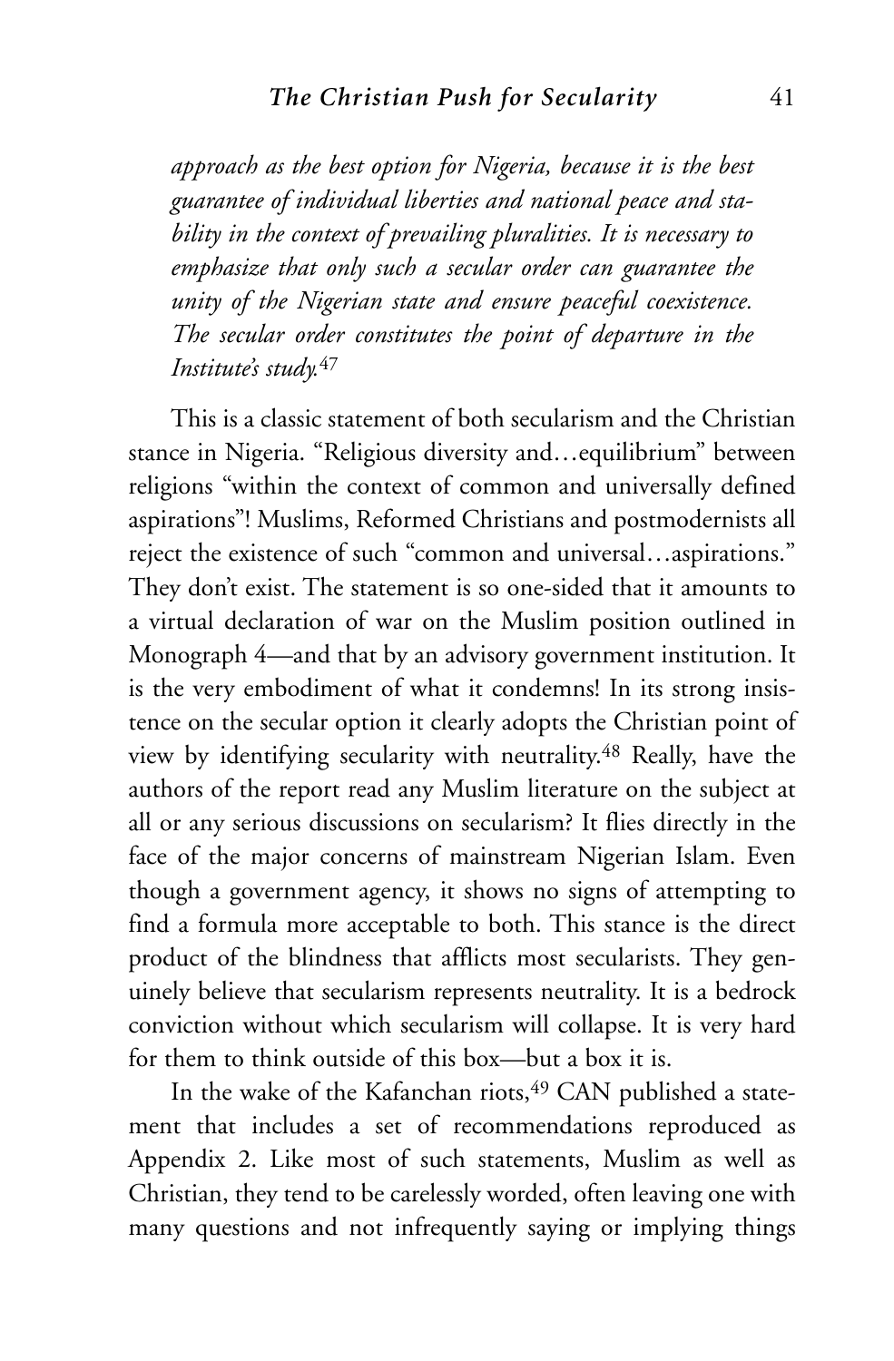*approach as the best option for Nigeria, because it is the best guarantee of individual liberties and national peace and stability in the context of prevailing pluralities. It is necessary to emphasize that only such a secular order can guarantee the unity of the Nigerian state and ensure peaceful coexistence. The secular order constitutes the point of departure in the Institute's study.*[47]

This is a classic statement of both secularism and the Christian stance in Nigeria. "Religious diversity and…equilibrium" between religions "within the context of common and universally defined aspirations"! Muslims, Reformed Christians and postmodernists all reject the existence of such "common and universal…aspirations." They don't exist. The statement is so one-sided that it amounts to a virtual declaration of war on the Muslim position outlined in Monograph 4—and that by an advisory government institution. It is the very embodiment of what it condemns! In its strong insistence on the secular option it clearly adopts the Christian point of view by identifying secularity with neutrality.[48] Really, have the authors of the report read any Muslim literature on the subject at all or any serious discussions on secularism? It flies directly in the face of the major concerns of mainstream Nigerian Islam. Even though a government agency, it shows no signs of attempting to find a formula more acceptable to both. This stance is the direct product of the blindness that afflicts most secularists. They genuinely believe that secularism represents neutrality. It is a bedrock conviction without which secularism will collapse. It is very hard for them to think outside of this box—but a box it is.

In the wake of the Kafanchan riots,[49] CAN published a statement that includes a set of recommendations reproduced as Appendix 2. Like most of such statements, Muslim as well as Christian, they tend to be carelessly worded, often leaving one with many questions and not infrequently saying or implying things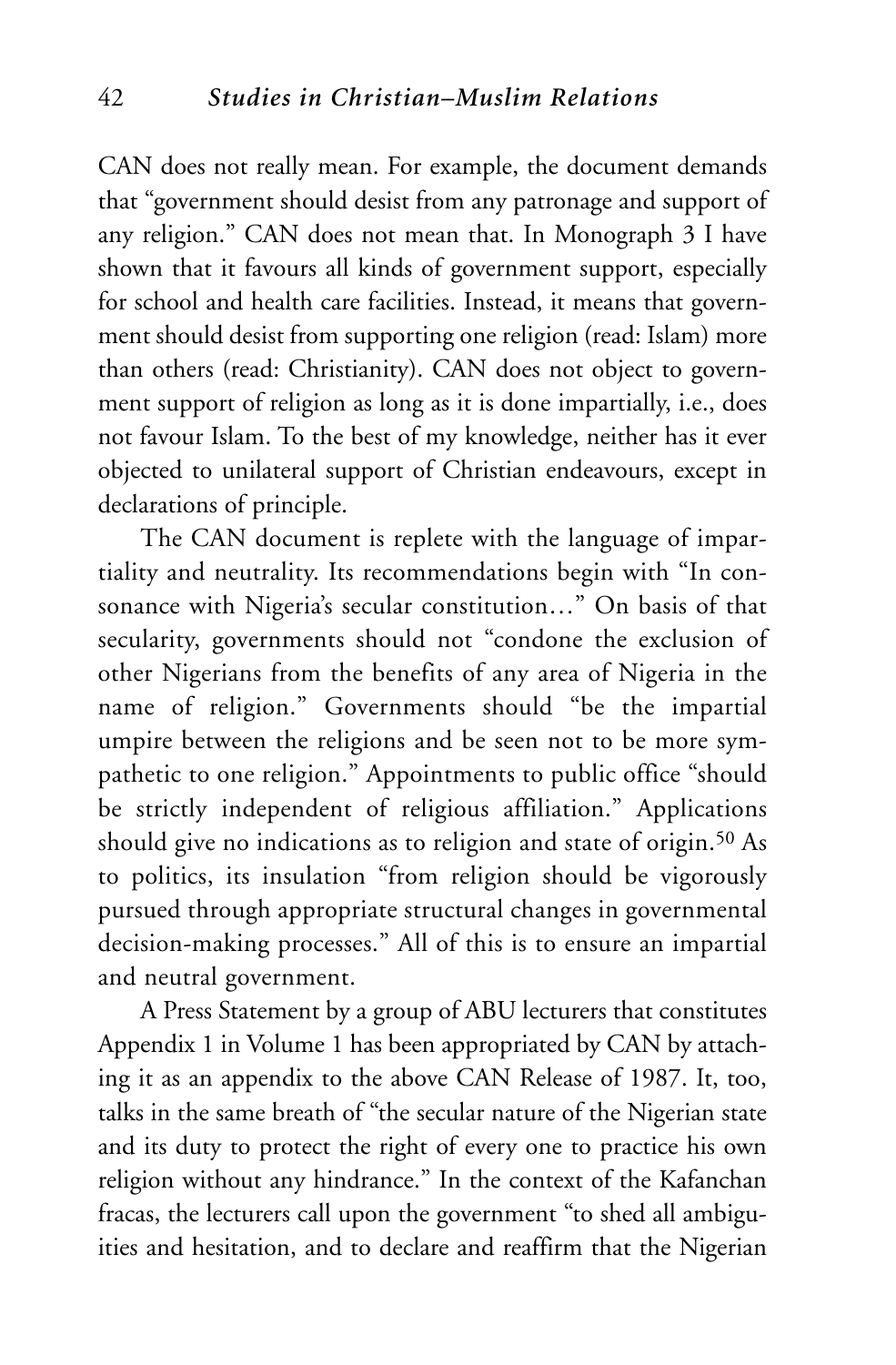CAN does not really mean. For example, the document demands that "government should desist from any patronage and support of any religion." CAN does not mean that. In Monograph 3 I have shown that it favours all kinds of government support, especially for school and health care facilities. Instead, it means that government should desist from supporting one religion (read: Islam) more than others (read: Christianity). CAN does not object to government support of religion as long as it is done impartially, i.e., does not favour Islam. To the best of my knowledge, neither has it ever objected to unilateral support of Christian endeavours, except in declarations of principle.

The CAN document is replete with the language of impartiality and neutrality. Its recommendations begin with "In consonance with Nigeria's secular constitution…" On basis of that secularity, governments should not "condone the exclusion of other Nigerians from the benefits of any area of Nigeria in the name of religion." Governments should "be the impartial umpire between the religions and be seen not to be more sympathetic to one religion." Appointments to public office "should be strictly independent of religious affiliation." Applications should give no indications as to religion and state of origin.[50] As to politics, its insulation "from religion should be vigorously pursued through appropriate structural changes in governmental decision-making processes." All of this is to ensure an impartial and neutral government.

A Press Statement by a group of ABU lecturers that constitutes Appendix 1 in Volume 1 has been appropriated by CAN by attaching it as an appendix to the above CAN Release of 1987. It, too, talks in the same breath of "the secular nature of the Nigerian state and its duty to protect the right of every one to practice his own religion without any hindrance." In the context of the Kafanchan fracas, the lecturers call upon the government "to shed all ambiguities and hesitation, and to declare and reaffirm that the Nigerian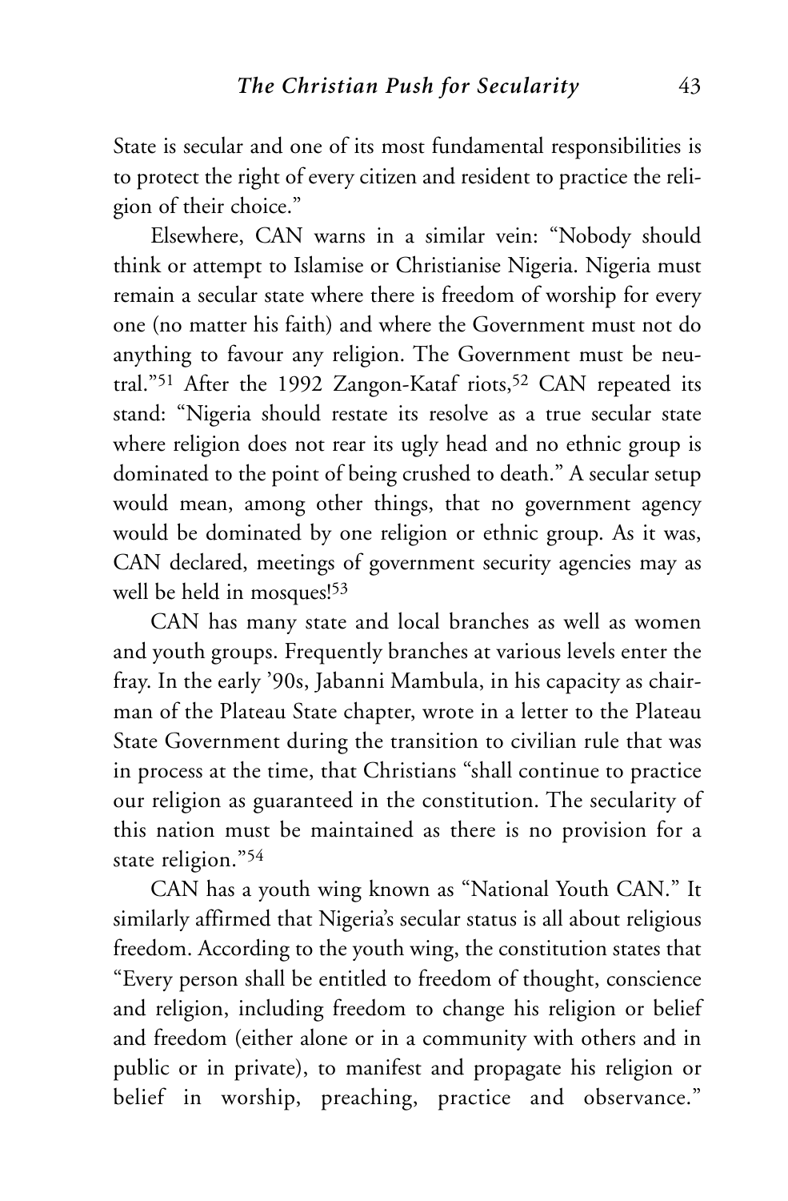State is secular and one of its most fundamental responsibilities is to protect the right of every citizen and resident to practice the religion of their choice."

Elsewhere, CAN warns in a similar vein: "Nobody should think or attempt to Islamise or Christianise Nigeria. Nigeria must remain a secular state where there is freedom of worship for every one (no matter his faith) and where the Government must not do anything to favour any religion. The Government must be neutral."[51] After the 1992 Zangon-Kataf riots,[52] CAN repeated its stand: "Nigeria should restate its resolve as a true secular state where religion does not rear its ugly head and no ethnic group is dominated to the point of being crushed to death." A secular setup would mean, among other things, that no government agency would be dominated by one religion or ethnic group. As it was, CAN declared, meetings of government security agencies may as well be held in mosques![53]

CAN has many state and local branches as well as women and youth groups. Frequently branches at various levels enter the fray. In the early '90s, Jabanni Mambula, in his capacity as chairman of the Plateau State chapter, wrote in a letter to the Plateau State Government during the transition to civilian rule that was in process at the time, that Christians "shall continue to practice our religion as guaranteed in the constitution. The secularity of this nation must be maintained as there is no provision for a state religion."[54]

CAN has a youth wing known as "National Youth CAN." It similarly affirmed that Nigeria's secular status is all about religious freedom. According to the youth wing, the constitution states that "Every person shall be entitled to freedom of thought, conscience and religion, including freedom to change his religion or belief and freedom (either alone or in a community with others and in public or in private), to manifest and propagate his religion or belief in worship, preaching, practice and observance."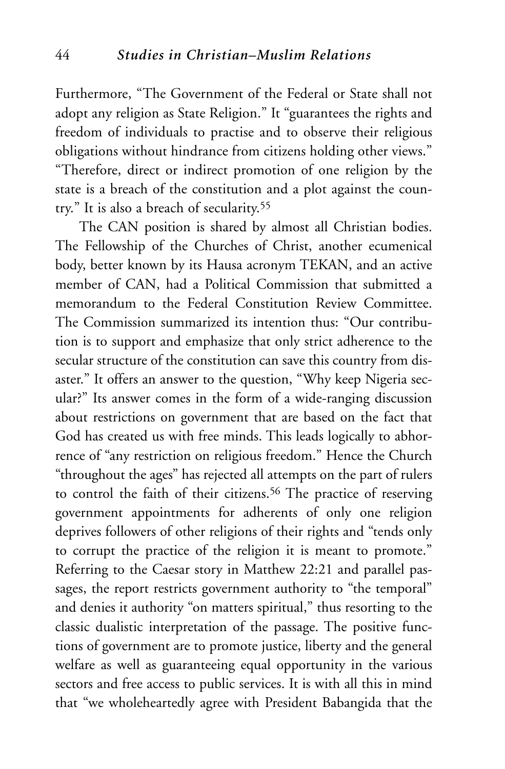Furthermore, "The Government of the Federal or State shall not adopt any religion as State Religion." It "guarantees the rights and freedom of individuals to practise and to observe their religious obligations without hindrance from citizens holding other views." "Therefore, direct or indirect promotion of one religion by the state is a breach of the constitution and a plot against the country." It is also a breach of secularity.[55]

The CAN position is shared by almost all Christian bodies. The Fellowship of the Churches of Christ, another ecumenical body, better known by its Hausa acronym TEKAN, and an active member of CAN, had a Political Commission that submitted a memorandum to the Federal Constitution Review Committee. The Commission summarized its intention thus: "Our contribution is to support and emphasize that only strict adherence to the secular structure of the constitution can save this country from disaster." It offers an answer to the question, "Why keep Nigeria secular?" Its answer comes in the form of a wide-ranging discussion about restrictions on government that are based on the fact that God has created us with free minds. This leads logically to abhorrence of "any restriction on religious freedom." Hence the Church "throughout the ages" has rejected all attempts on the part of rulers to control the faith of their citizens.[56] The practice of reserving government appointments for adherents of only one religion deprives followers of other religions of their rights and "tends only to corrupt the practice of the religion it is meant to promote." Referring to the Caesar story in Matthew 22:21 and parallel passages, the report restricts government authority to "the temporal" and denies it authority "on matters spiritual," thus resorting to the classic dualistic interpretation of the passage. The positive functions of government are to promote justice, liberty and the general welfare as well as guaranteeing equal opportunity in the various sectors and free access to public services. It is with all this in mind that "we wholeheartedly agree with President Babangida that the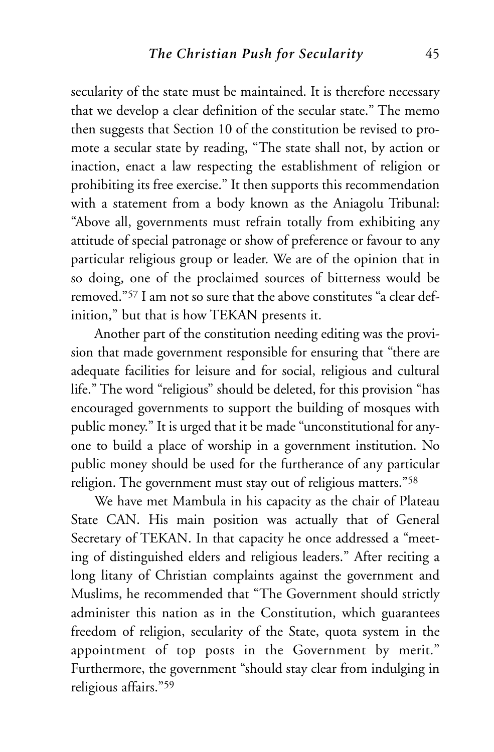secularity of the state must be maintained. It is therefore necessary that we develop a clear definition of the secular state." The memo then suggests that Section 10 of the constitution be revised to promote a secular state by reading, "The state shall not, by action or inaction, enact a law respecting the establishment of religion or prohibiting its free exercise." It then supports this recommendation with a statement from a body known as the Aniagolu Tribunal: "Above all, governments must refrain totally from exhibiting any attitude of special patronage or show of preference or favour to any particular religious group or leader. We are of the opinion that in so doing, one of the proclaimed sources of bitterness would be removed."[57] I am not so sure that the above constitutes "a clear definition," but that is how TEKAN presents it.

Another part of the constitution needing editing was the provision that made government responsible for ensuring that "there are adequate facilities for leisure and for social, religious and cultural life." The word "religious" should be deleted, for this provision "has encouraged governments to support the building of mosques with public money." It is urged that it be made "unconstitutional for anyone to build a place of worship in a government institution. No public money should be used for the furtherance of any particular religion. The government must stay out of religious matters."[58]

We have met Mambula in his capacity as the chair of Plateau State CAN. His main position was actually that of General Secretary of TEKAN. In that capacity he once addressed a "meeting of distinguished elders and religious leaders." After reciting a long litany of Christian complaints against the government and Muslims, he recommended that "The Government should strictly administer this nation as in the Constitution, which guarantees freedom of religion, secularity of the State, quota system in the appointment of top posts in the Government by merit." Furthermore, the government "should stay clear from indulging in religious affairs."[59]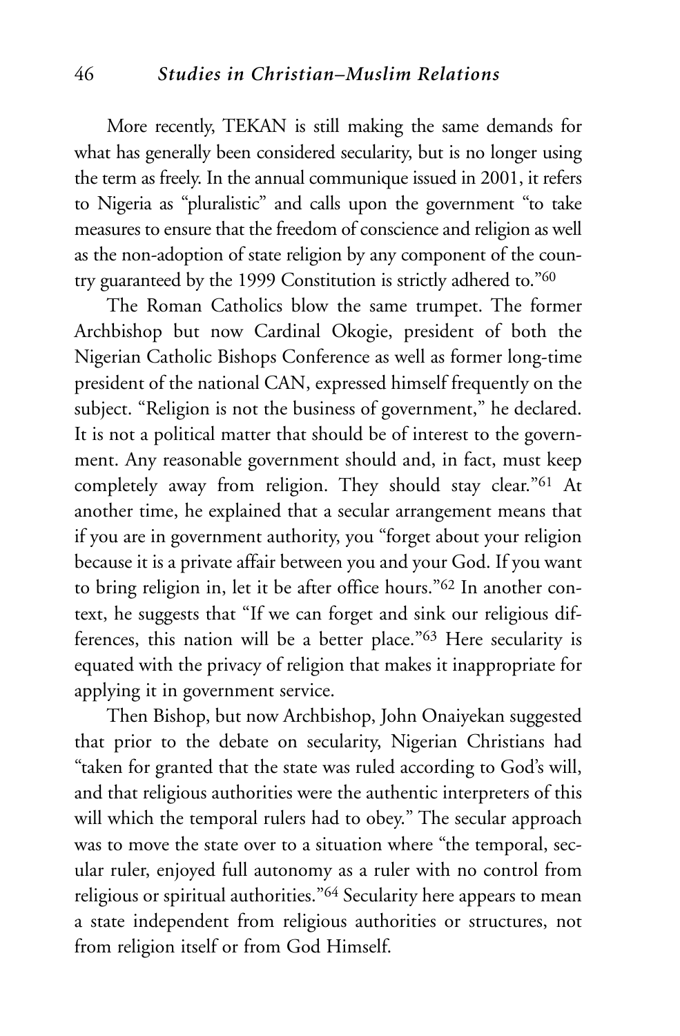More recently, TEKAN is still making the same demands for what has generally been considered secularity, but is no longer using the term as freely. In the annual communique issued in 2001, it refers to Nigeria as "pluralistic" and calls upon the government "to take measures to ensure that the freedom of conscience and religion as well as the non-adoption of state religion by any component of the country guaranteed by the 1999 Constitution is strictly adhered to."[60]

The Roman Catholics blow the same trumpet. The former Archbishop but now Cardinal Okogie, president of both the Nigerian Catholic Bishops Conference as well as former long-time president of the national CAN, expressed himself frequently on the subject. "Religion is not the business of government," he declared. It is not a political matter that should be of interest to the government. Any reasonable government should and, in fact, must keep completely away from religion. They should stay clear."[61] At another time, he explained that a secular arrangement means that if you are in government authority, you "forget about your religion because it is a private affair between you and your God. If you want to bring religion in, let it be after office hours."[62] In another context, he suggests that "If we can forget and sink our religious differences, this nation will be a better place."[63] Here secularity is equated with the privacy of religion that makes it inappropriate for applying it in government service.

Then Bishop, but now Archbishop, John Onaiyekan suggested that prior to the debate on secularity, Nigerian Christians had "taken for granted that the state was ruled according to God's will, and that religious authorities were the authentic interpreters of this will which the temporal rulers had to obey." The secular approach was to move the state over to a situation where "the temporal, secular ruler, enjoyed full autonomy as a ruler with no control from religious or spiritual authorities."[64] Secularity here appears to mean a state independent from religious authorities or structures, not from religion itself or from God Himself.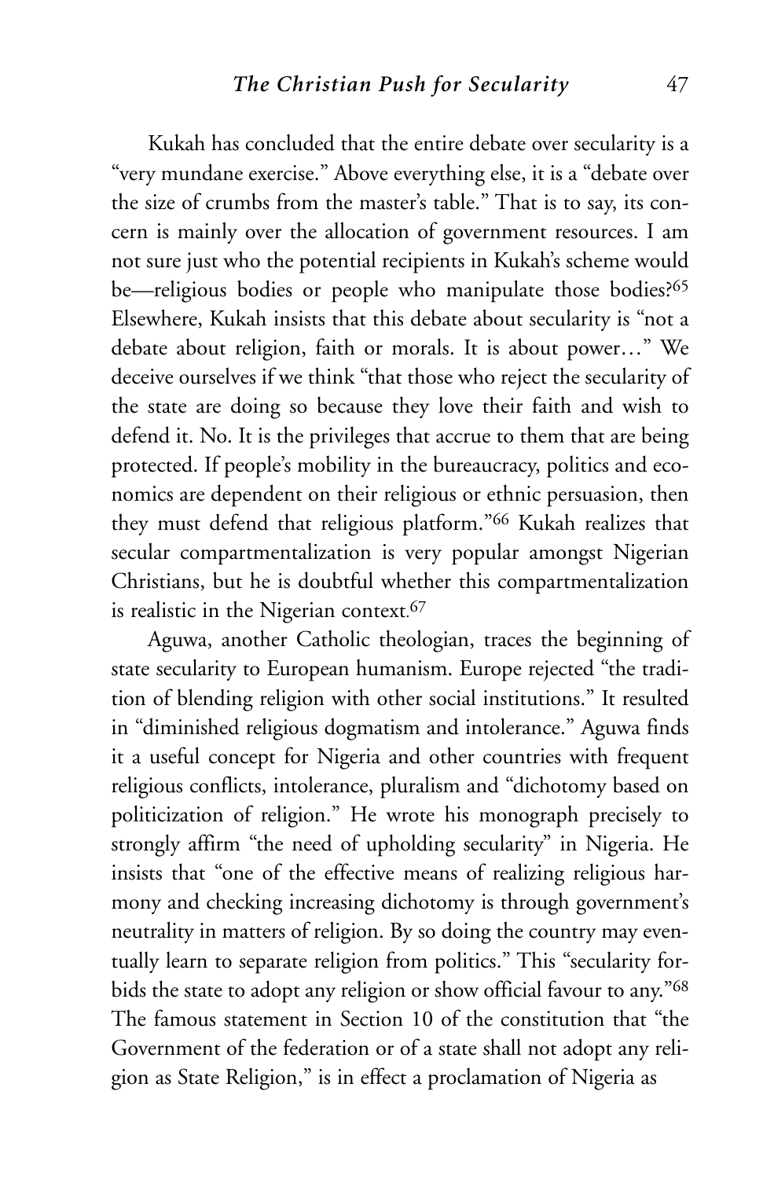Kukah has concluded that the entire debate over secularity is a "very mundane exercise." Above everything else, it is a "debate over the size of crumbs from the master's table." That is to say, its concern is mainly over the allocation of government resources. I am not sure just who the potential recipients in Kukah's scheme would be—religious bodies or people who manipulate those bodies?[65] Elsewhere, Kukah insists that this debate about secularity is "not a debate about religion, faith or morals. It is about power…" We deceive ourselves if we think "that those who reject the secularity of the state are doing so because they love their faith and wish to defend it. No. It is the privileges that accrue to them that are being protected. If people's mobility in the bureaucracy, politics and economics are dependent on their religious or ethnic persuasion, then they must defend that religious platform."[66] Kukah realizes that secular compartmentalization is very popular amongst Nigerian Christians, but he is doubtful whether this compartmentalization is realistic in the Nigerian context.[67]

Aguwa, another Catholic theologian, traces the beginning of state secularity to European humanism. Europe rejected "the tradition of blending religion with other social institutions." It resulted in "diminished religious dogmatism and intolerance." Aguwa finds it a useful concept for Nigeria and other countries with frequent religious conflicts, intolerance, pluralism and "dichotomy based on politicization of religion." He wrote his monograph precisely to strongly affirm "the need of upholding secularity" in Nigeria. He insists that "one of the effective means of realizing religious harmony and checking increasing dichotomy is through government's neutrality in matters of religion. By so doing the country may eventually learn to separate religion from politics." This "secularity forbids the state to adopt any religion or show official favour to any."[68] The famous statement in Section 10 of the constitution that "the Government of the federation or of a state shall not adopt any religion as State Religion," is in effect a proclamation of Nigeria as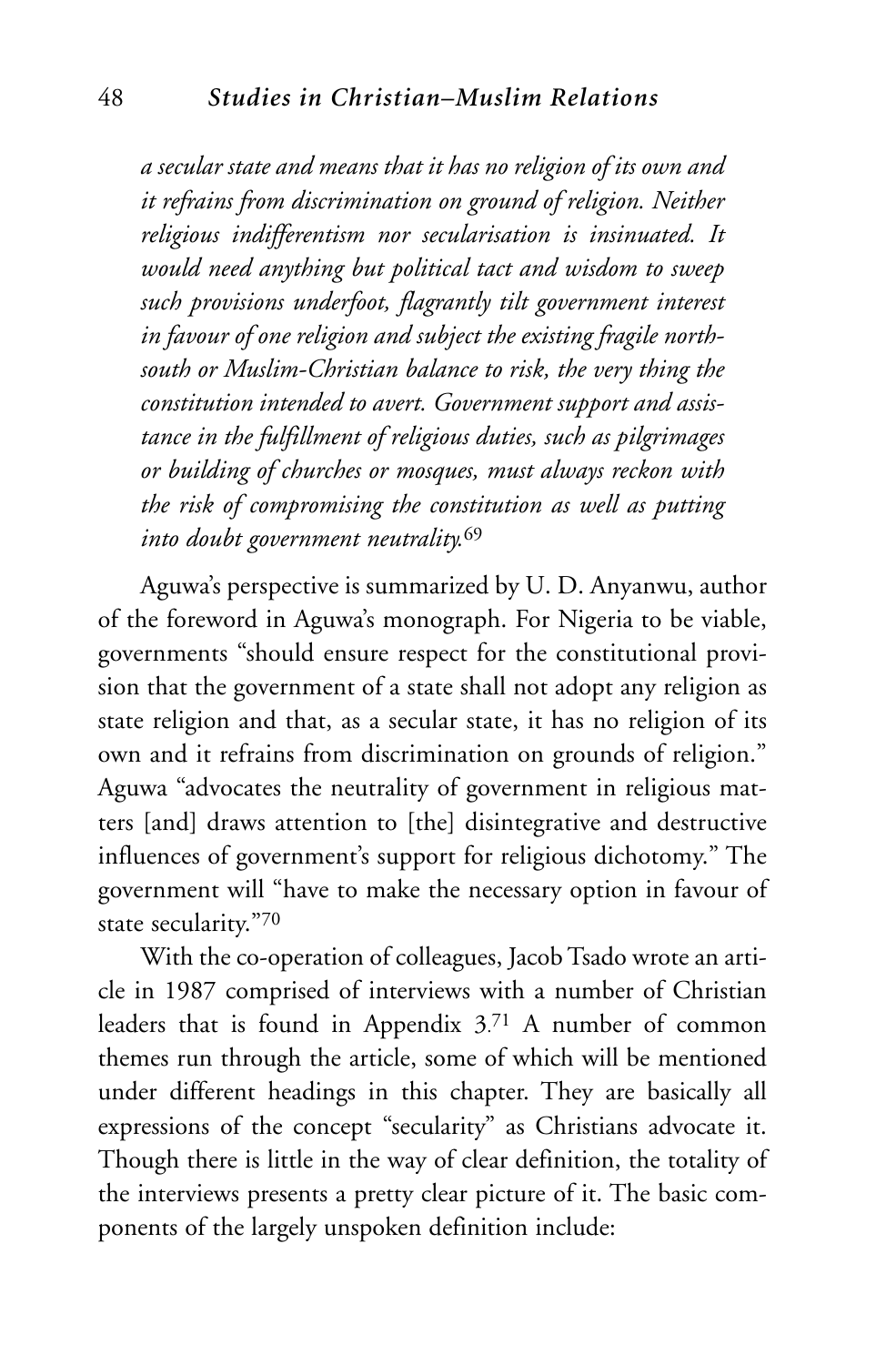*a secular state and means that it has no religion of its own and it refrains from discrimination on ground of religion. Neither religious indifferentism nor secularisation is insinuated. It would need anything but political tact and wisdom to sweep such provisions underfoot, flagrantly tilt government interest in favour of one religion and subject the existing fragile north-south or Muslim-Christian balance to risk, the very thing the constitution intended to avert. Government support and assistance in the fulfillment of religious duties, such as pilgrimages or building of churches or mosques, must always reckon with the risk of compromising the constitution as well as putting into doubt government neutrality.*[69]

Aguwa's perspective is summarized by U. D. Anyanwu, author of the foreword in Aguwa's monograph. For Nigeria to be viable, governments "should ensure respect for the constitutional provision that the government of a state shall not adopt any religion as state religion and that, as a secular state, it has no religion of its own and it refrains from discrimination on grounds of religion." Aguwa "advocates the neutrality of government in religious matters [and] draws attention to [the] disintegrative and destructive influences of government's support for religious dichotomy." The government will "have to make the necessary option in favour of state secularity."[70]

With the co-operation of colleagues, Jacob Tsado wrote an article in 1987 comprised of interviews with a number of Christian leaders that is found in Appendix 3.[71] A number of common themes run through the article, some of which will be mentioned under different headings in this chapter. They are basically all expressions of the concept "secularity" as Christians advocate it. Though there is little in the way of clear definition, the totality of the interviews presents a pretty clear picture of it. The basic components of the largely unspoken definition include: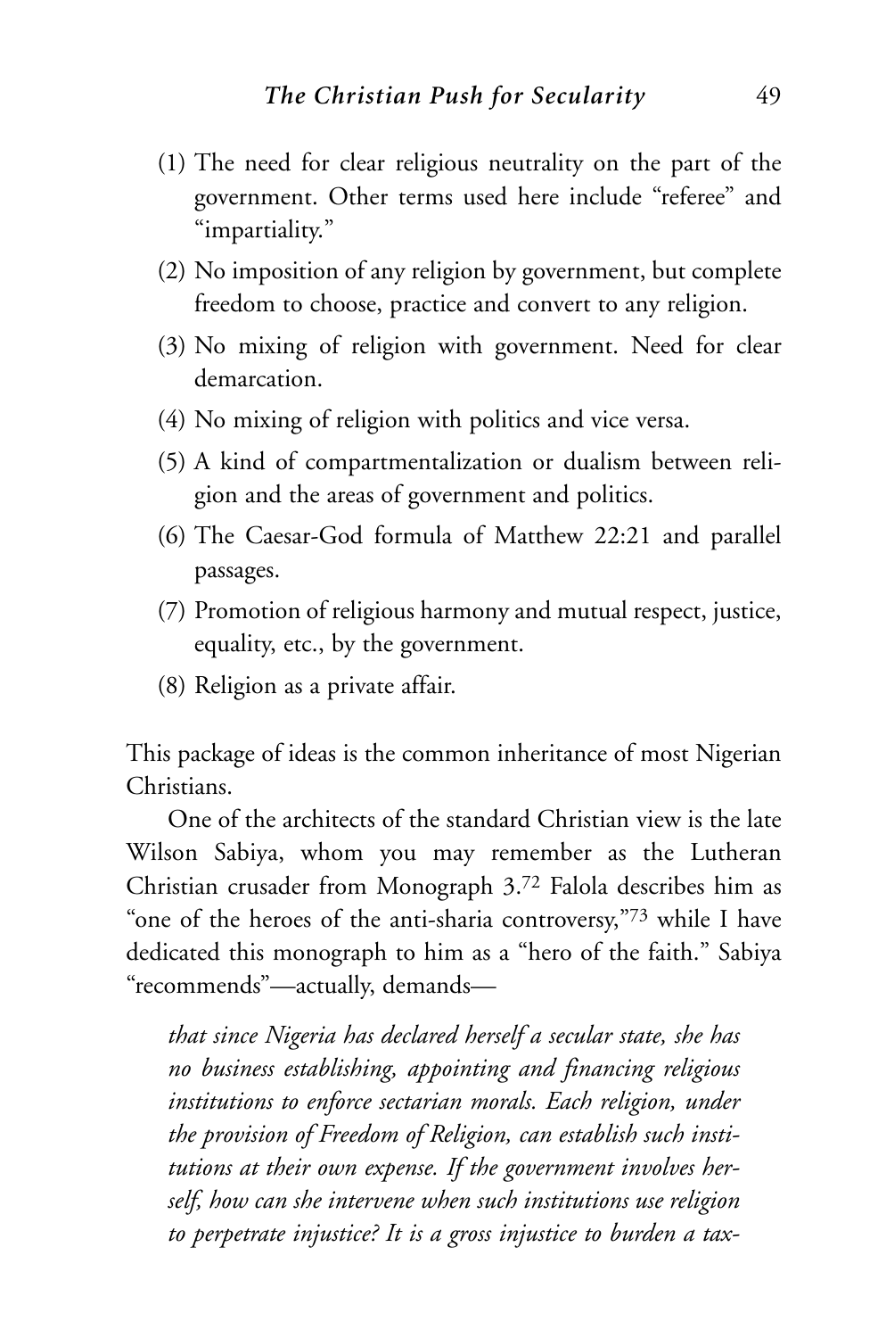(1) The need for clear religious neutrality on the part of the government. Other terms used here include "referee" and "impartiality."

(2) No imposition of any religion by government, but complete freedom to choose, practice and convert to any religion.

(3) No mixing of religion with government. Need for clear demarcation.

(4) No mixing of religion with politics and vice versa.

(5) A kind of compartmentalization or dualism between religion and the areas of government and politics.

(6) The Caesar-God formula of Matthew 22:21 and parallel passages.

(7) Promotion of religious harmony and mutual respect, justice, equality, etc., by the government.

(8) Religion as a private affair.

This package of ideas is the common inheritance of most Nigerian Christians.

One of the architects of the standard Christian view is the late Wilson Sabiya, whom you may remember as the Lutheran Christian crusader from Monograph 3.[72] Falola describes him as "one of the heroes of the anti-sharia controversy,"[73] while I have dedicated this monograph to him as a "hero of the faith." Sabiya "recommends"—actually, demands—

> *that since Nigeria has declared herself a secular state, she has no business establishing, appointing and financing religious institutions to enforce sectarian morals. Each religion, under the provision of Freedom of Religion, can establish such institutions at their own expense. If the government involves herself, how can she intervene when such institutions use religion to perpetrate injustice? It is a gross injustice to burden a tax-*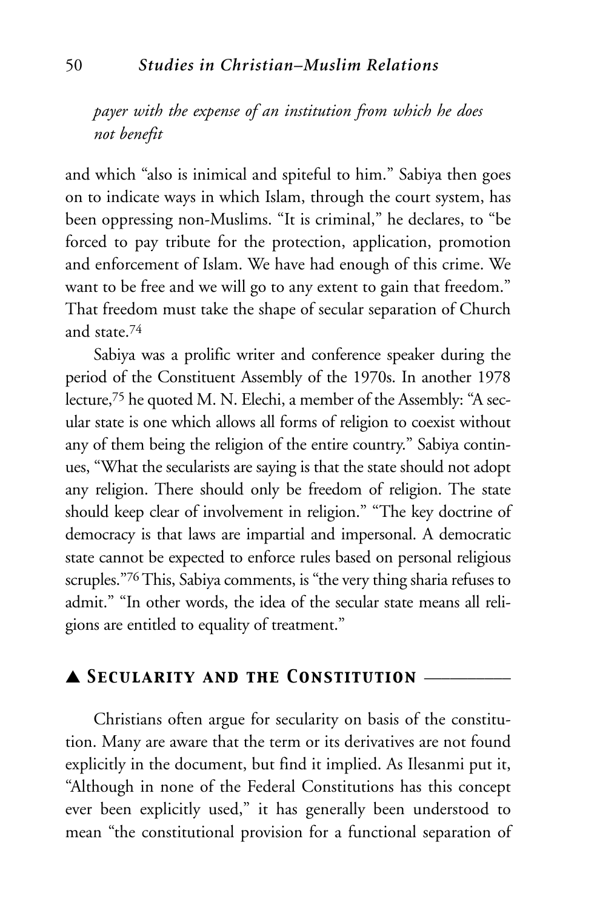*payer with the expense of an institution from which he does not benefit*

and which "also is inimical and spiteful to him." Sabiya then goes on to indicate ways in which Islam, through the court system, has been oppressing non-Muslims. "It is criminal," he declares, to "be forced to pay tribute for the protection, application, promotion and enforcement of Islam. We have had enough of this crime. We want to be free and we will go to any extent to gain that freedom." That freedom must take the shape of secular separation of Church and state.[74]

Sabiya was a prolific writer and conference speaker during the period of the Constituent Assembly of the 1970s. In another 1978 lecture,[75] he quoted M. N. Elechi, a member of the Assembly: "A secular state is one which allows all forms of religion to coexist without any of them being the religion of the entire country." Sabiya continues, "What the secularists are saying is that the state should not adopt any religion. There should only be freedom of religion. The state should keep clear of involvement in religion." "The key doctrine of democracy is that laws are impartial and impersonal. A democratic state cannot be expected to enforce rules based on personal religious scruples."[76] This, Sabiya comments, is "the very thing sharia refuses to admit." "In other words, the idea of the secular state means all religions are entitled to equality of treatment."

## ▲ Secularity and the Constitution

Christians often argue for secularity on basis of the constitution. Many are aware that the term or its derivatives are not found explicitly in the document, but find it implied. As Ilesanmi put it, "Although in none of the Federal Constitutions has this concept ever been explicitly used," it has generally been understood to mean "the constitutional provision for a functional separation of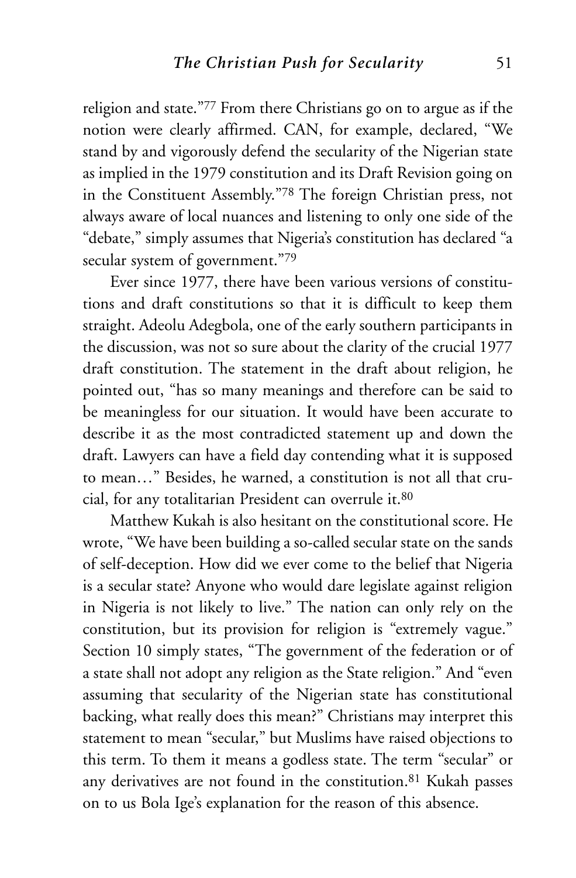religion and state."[77] From there Christians go on to argue as if the notion were clearly affirmed. CAN, for example, declared, "We stand by and vigorously defend the secularity of the Nigerian state as implied in the 1979 constitution and its Draft Revision going on in the Constituent Assembly."[78] The foreign Christian press, not always aware of local nuances and listening to only one side of the "debate," simply assumes that Nigeria's constitution has declared "a secular system of government."[79]

Ever since 1977, there have been various versions of constitutions and draft constitutions so that it is difficult to keep them straight. Adeolu Adegbola, one of the early southern participants in the discussion, was not so sure about the clarity of the crucial 1977 draft constitution. The statement in the draft about religion, he pointed out, "has so many meanings and therefore can be said to be meaningless for our situation. It would have been accurate to describe it as the most contradicted statement up and down the draft. Lawyers can have a field day contending what it is supposed to mean…" Besides, he warned, a constitution is not all that crucial, for any totalitarian President can overrule it.[80]

Matthew Kukah is also hesitant on the constitutional score. He wrote, "We have been building a so-called secular state on the sands of self-deception. How did we ever come to the belief that Nigeria is a secular state? Anyone who would dare legislate against religion in Nigeria is not likely to live." The nation can only rely on the constitution, but its provision for religion is "extremely vague." Section 10 simply states, "The government of the federation or of a state shall not adopt any religion as the State religion." And "even assuming that secularity of the Nigerian state has constitutional backing, what really does this mean?" Christians may interpret this statement to mean "secular," but Muslims have raised objections to this term. To them it means a godless state. The term "secular" or any derivatives are not found in the constitution.[81] Kukah passes on to us Bola Ige's explanation for the reason of this absence.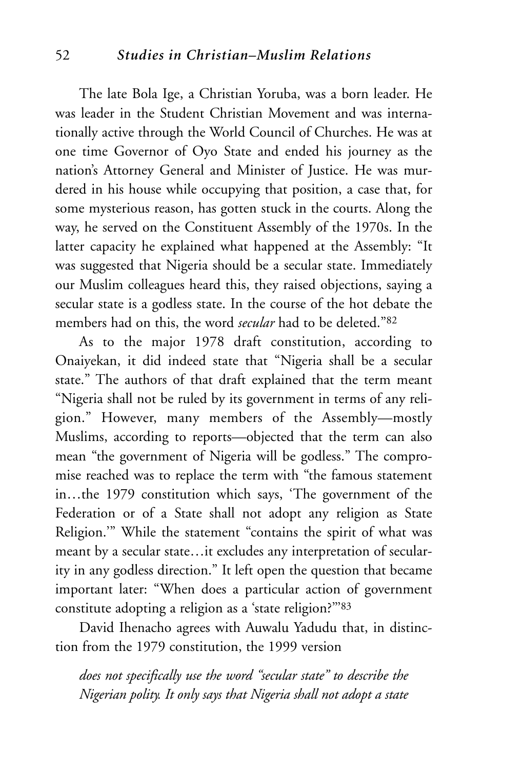The late Bola Ige, a Christian Yoruba, was a born leader. He was leader in the Student Christian Movement and was internationally active through the World Council of Churches. He was at one time Governor of Oyo State and ended his journey as the nation's Attorney General and Minister of Justice. He was murdered in his house while occupying that position, a case that, for some mysterious reason, has gotten stuck in the courts. Along the way, he served on the Constituent Assembly of the 1970s. In the latter capacity he explained what happened at the Assembly: "It was suggested that Nigeria should be a secular state. Immediately our Muslim colleagues heard this, they raised objections, saying a secular state is a godless state. In the course of the hot debate the members had on this, the word *secular* had to be deleted."[82]

As to the major 1978 draft constitution, according to Onaiyekan, it did indeed state that "Nigeria shall be a secular state." The authors of that draft explained that the term meant "Nigeria shall not be ruled by its government in terms of any religion." However, many members of the Assembly—mostly Muslims, according to reports—objected that the term can also mean "the government of Nigeria will be godless." The compromise reached was to replace the term with "the famous statement in…the 1979 constitution which says, 'The government of the Federation or of a State shall not adopt any religion as State Religion.'" While the statement "contains the spirit of what was meant by a secular state…it excludes any interpretation of secularity in any godless direction." It left open the question that became important later: "When does a particular action of government constitute adopting a religion as a 'state religion?'"[83]

David Ihenacho agrees with Auwalu Yadudu that, in distinction from the 1979 constitution, the 1999 version

> *does not specifically use the word "secular state" to describe the Nigerian polity. It only says that Nigeria shall not adopt a state*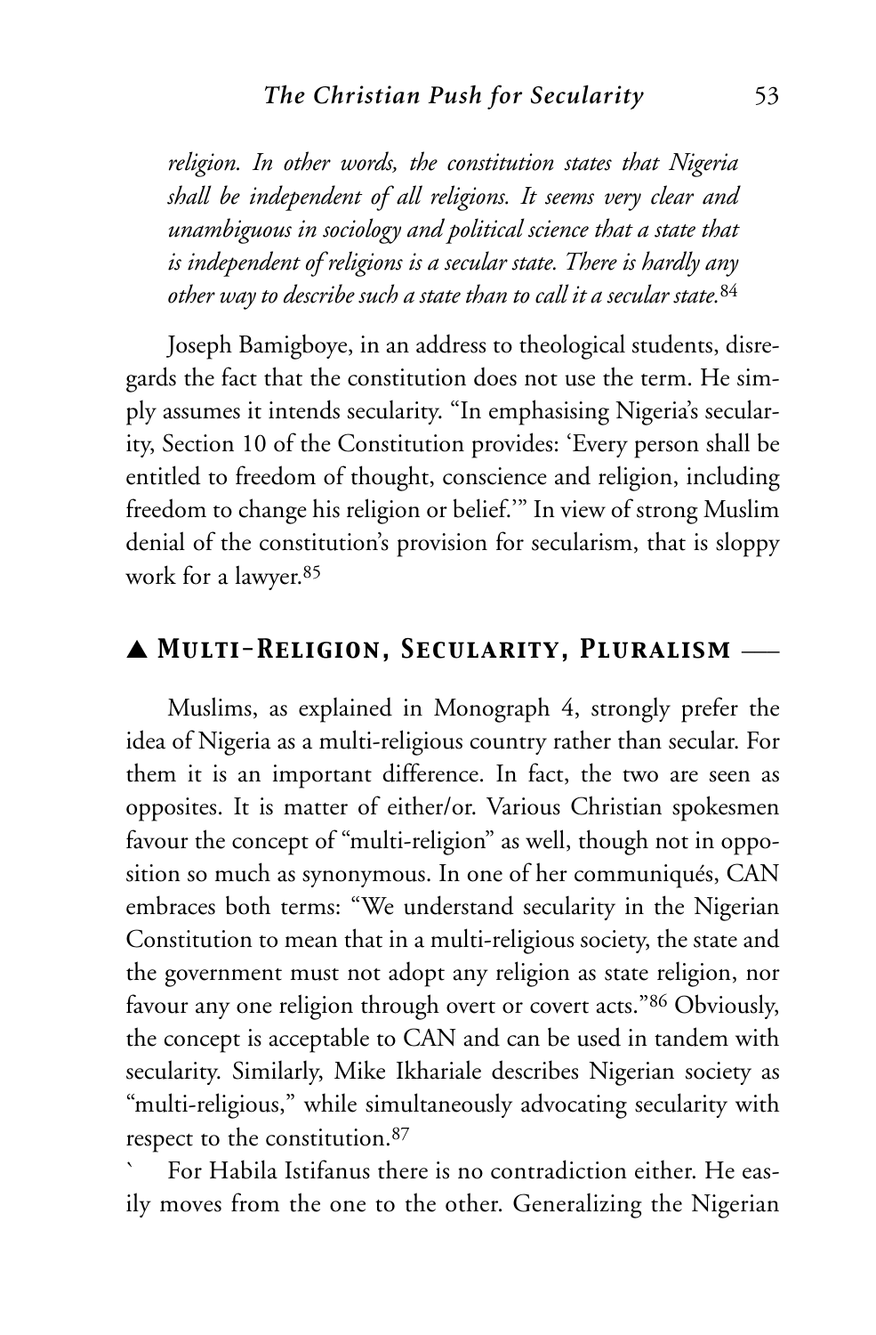*religion. In other words, the constitution states that Nigeria shall be independent of all religions. It seems very clear and unambiguous in sociology and political science that a state that is independent of religions is a secular state. There is hardly any other way to describe such a state than to call it a secular state.*[84]

Joseph Bamigboye, in an address to theological students, disregards the fact that the constitution does not use the term. He simply assumes it intends secularity. "In emphasising Nigeria's secularity, Section 10 of the Constitution provides: 'Every person shall be entitled to freedom of thought, conscience and religion, including freedom to change his religion or belief.'" In view of strong Muslim denial of the constitution's provision for secularism, that is sloppy work for a lawyer.[85]

## ▲ Multi-Religion, Secularity, Pluralism —

Muslims, as explained in Monograph 4, strongly prefer the idea of Nigeria as a multi-religious country rather than secular. For them it is an important difference. In fact, the two are seen as opposites. It is matter of either/or. Various Christian spokesmen favour the concept of "multi-religion" as well, though not in opposition so much as synonymous. In one of her communiqués, CAN embraces both terms: "We understand secularity in the Nigerian Constitution to mean that in a multi-religious society, the state and the government must not adopt any religion as state religion, nor favour any one religion through overt or covert acts."[86] Obviously, the concept is acceptable to CAN and can be used in tandem with secularity. Similarly, Mike Ikhariale describes Nigerian society as "multi-religious," while simultaneously advocating secularity with respect to the constitution.[87]

` For Habila Istifanus there is no contradiction either. He easily moves from the one to the other. Generalizing the Nigerian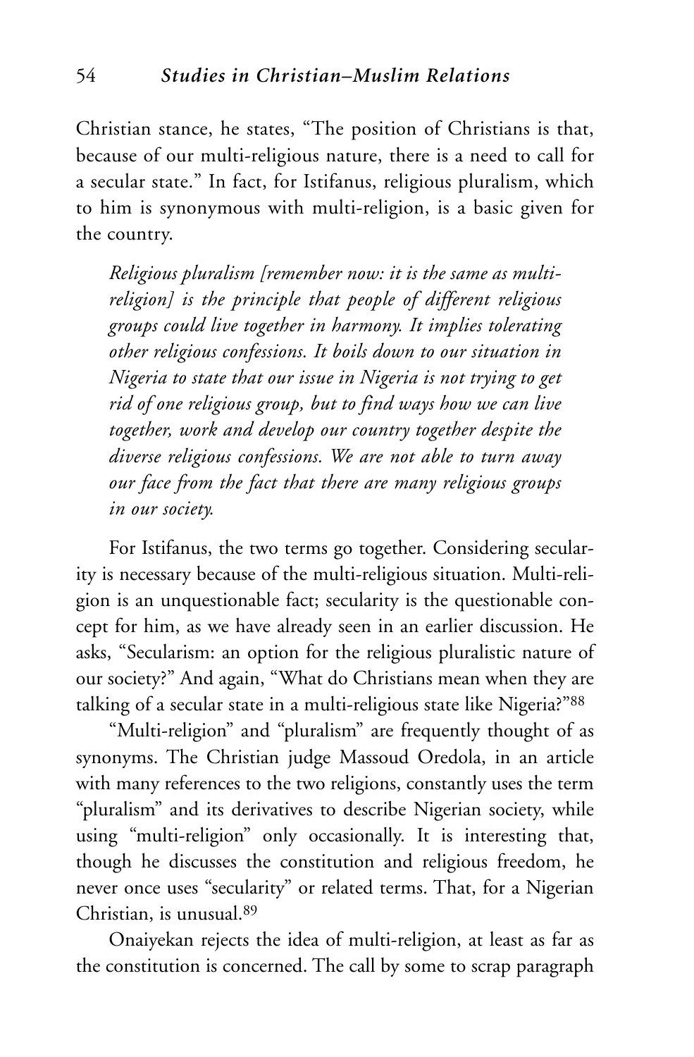Christian stance, he states, "The position of Christians is that, because of our multi-religious nature, there is a need to call for a secular state." In fact, for Istifanus, religious pluralism, which to him is synonymous with multi-religion, is a basic given for the country.

> *Religious pluralism [remember now: it is the same as multi-religion] is the principle that people of different religious groups could live together in harmony. It implies tolerating other religious confessions. It boils down to our situation in Nigeria to state that our issue in Nigeria is not trying to get rid of one religious group, but to find ways how we can live together, work and develop our country together despite the diverse religious confessions. We are not able to turn away our face from the fact that there are many religious groups in our society.*

For Istifanus, the two terms go together. Considering secularity is necessary because of the multi-religious situation. Multi-religion is an unquestionable fact; secularity is the questionable concept for him, as we have already seen in an earlier discussion. He asks, "Secularism: an option for the religious pluralistic nature of our society?" And again, "What do Christians mean when they are talking of a secular state in a multi-religious state like Nigeria?"[88]

"Multi-religion" and "pluralism" are frequently thought of as synonyms. The Christian judge Massoud Oredola, in an article with many references to the two religions, constantly uses the term "pluralism" and its derivatives to describe Nigerian society, while using "multi-religion" only occasionally. It is interesting that, though he discusses the constitution and religious freedom, he never once uses "secularity" or related terms. That, for a Nigerian Christian, is unusual.[89]

Onaiyekan rejects the idea of multi-religion, at least as far as the constitution is concerned. The call by some to scrap paragraph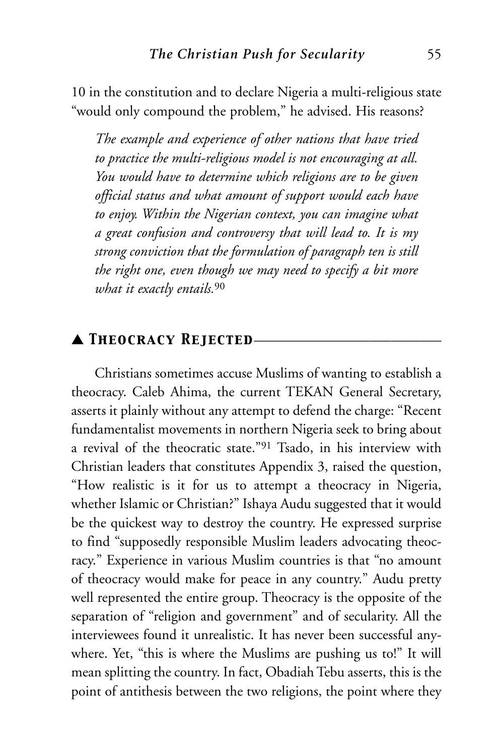10 in the constitution and to declare Nigeria a multi-religious state "would only compound the problem," he advised. His reasons?

> *The example and experience of other nations that have tried to practice the multi-religious model is not encouraging at all. You would have to determine which religions are to be given official status and what amount of support would each have to enjoy. Within the Nigerian context, you can imagine what a great confusion and controversy that will lead to. It is my strong conviction that the formulation of paragraph ten is still the right one, even though we may need to specify a bit more what it exactly entails.*[90]

## ▲ Theocracy Rejected

Christians sometimes accuse Muslims of wanting to establish a theocracy. Caleb Ahima, the current TEKAN General Secretary, asserts it plainly without any attempt to defend the charge: "Recent fundamentalist movements in northern Nigeria seek to bring about a revival of the theocratic state."[91] Tsado, in his interview with Christian leaders that constitutes Appendix 3, raised the question, "How realistic is it for us to attempt a theocracy in Nigeria, whether Islamic or Christian?" Ishaya Audu suggested that it would be the quickest way to destroy the country. He expressed surprise to find "supposedly responsible Muslim leaders advocating theocracy." Experience in various Muslim countries is that "no amount of theocracy would make for peace in any country." Audu pretty well represented the entire group. Theocracy is the opposite of the separation of "religion and government" and of secularity. All the interviewees found it unrealistic. It has never been successful anywhere. Yet, "this is where the Muslims are pushing us to!" It will mean splitting the country. In fact, Obadiah Tebu asserts, this is the point of antithesis between the two religions, the point where they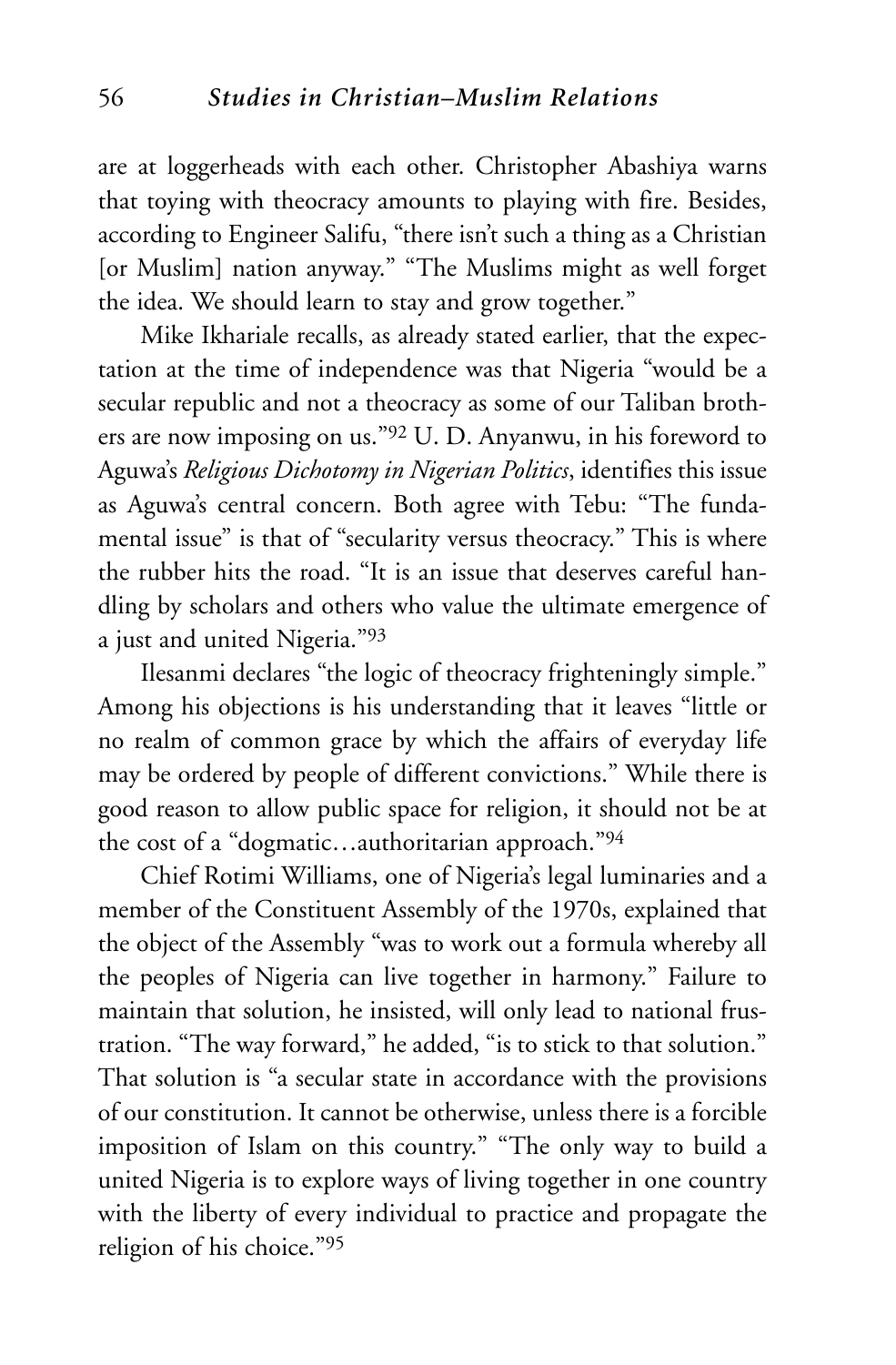are at loggerheads with each other. Christopher Abashiya warns that toying with theocracy amounts to playing with fire. Besides, according to Engineer Salifu, "there isn't such a thing as a Christian [or Muslim] nation anyway." "The Muslims might as well forget the idea. We should learn to stay and grow together."

Mike Ikhariale recalls, as already stated earlier, that the expectation at the time of independence was that Nigeria "would be a secular republic and not a theocracy as some of our Taliban brothers are now imposing on us."[92] U. D. Anyanwu, in his foreword to Aguwa's *Religious Dichotomy in Nigerian Politics*, identifies this issue as Aguwa's central concern. Both agree with Tebu: "The fundamental issue" is that of "secularity versus theocracy." This is where the rubber hits the road. "It is an issue that deserves careful handling by scholars and others who value the ultimate emergence of a just and united Nigeria."[93]

Ilesanmi declares "the logic of theocracy frighteningly simple." Among his objections is his understanding that it leaves "little or no realm of common grace by which the affairs of everyday life may be ordered by people of different convictions." While there is good reason to allow public space for religion, it should not be at the cost of a "dogmatic…authoritarian approach."[94]

Chief Rotimi Williams, one of Nigeria's legal luminaries and a member of the Constituent Assembly of the 1970s, explained that the object of the Assembly "was to work out a formula whereby all the peoples of Nigeria can live together in harmony." Failure to maintain that solution, he insisted, will only lead to national frustration. "The way forward," he added, "is to stick to that solution." That solution is "a secular state in accordance with the provisions of our constitution. It cannot be otherwise, unless there is a forcible imposition of Islam on this country." "The only way to build a united Nigeria is to explore ways of living together in one country with the liberty of every individual to practice and propagate the religion of his choice."[95]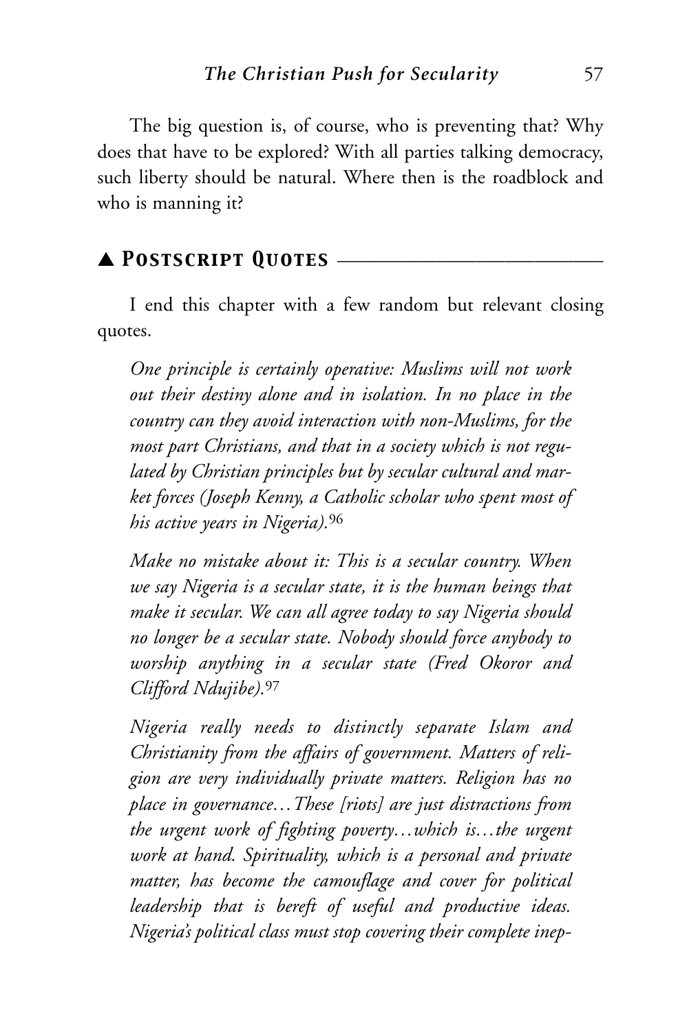The big question is, of course, who is preventing that? Why does that have to be explored? With all parties talking democracy, such liberty should be natural. Where then is the roadblock and who is manning it?

## ▲ Postscript Quotes

I end this chapter with a few random but relevant closing quotes.

> *One principle is certainly operative: Muslims will not work out their destiny alone and in isolation. In no place in the country can they avoid interaction with non-Muslims, for the most part Christians, and that in a society which is not regulated by Christian principles but by secular cultural and market forces (Joseph Kenny, a Catholic scholar who spent most of his active years in Nigeria).*[96]

> *Make no mistake about it: This is a secular country. When we say Nigeria is a secular state, it is the human beings that make it secular. We can all agree today to say Nigeria should no longer be a secular state. Nobody should force anybody to worship anything in a secular state (Fred Okoror and Clifford Ndujibe).*[97]

> *Nigeria really needs to distinctly separate Islam and Christianity from the affairs of government. Matters of religion are very individually private matters. Religion has no place in governance…These [riots] are just distractions from the urgent work of fighting poverty…which is…the urgent work at hand. Spirituality, which is a personal and private matter, has become the camouflage and cover for political leadership that is bereft of useful and productive ideas. Nigeria's political class must stop covering their complete inep-*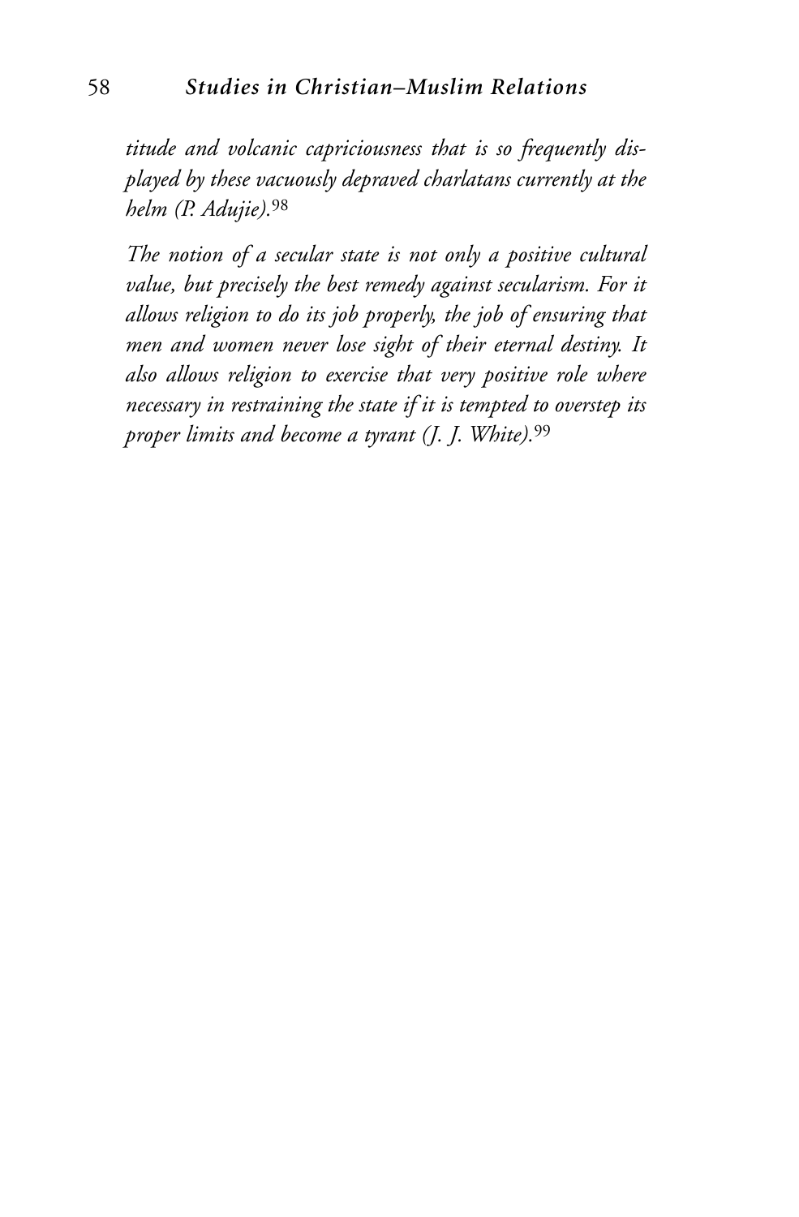*titude and volcanic capriciousness that is so frequently displayed by these vacuously depraved charlatans currently at the helm (P. Adujie).*[98]

*The notion of a secular state is not only a positive cultural value, but precisely the best remedy against secularism. For it allows religion to do its job properly, the job of ensuring that men and women never lose sight of their eternal destiny. It also allows religion to exercise that very positive role where necessary in restraining the state if it is tempted to overstep its proper limits and become a tyrant (J. J. White).*[99]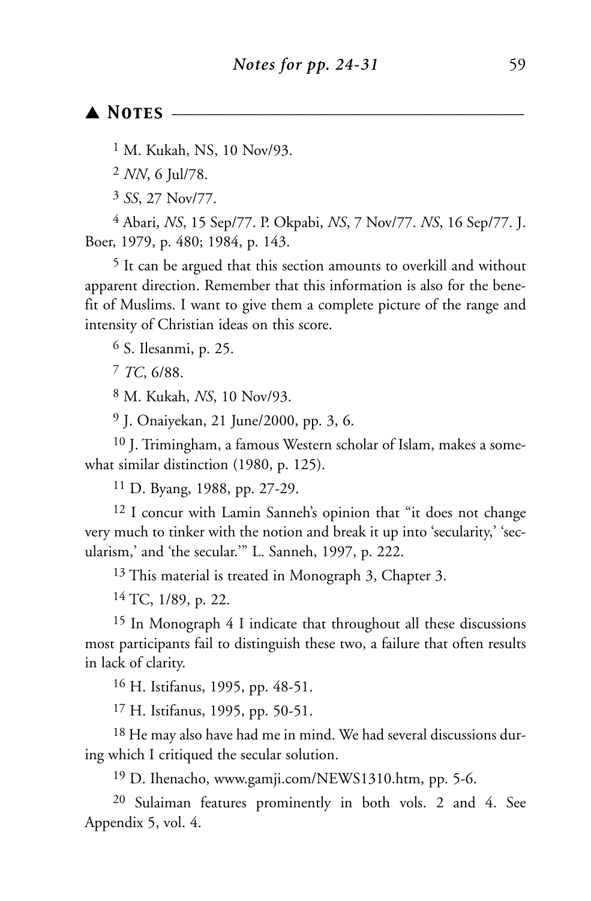## ▲ NOTES

[1] M. Kukah, NS, 10 Nov/93.

[2] *NN*, 6 Jul/78.

[3] *SS*, 27 Nov/77.

[4] Abari, *NS*, 15 Sep/77. P. Okpabi, *NS*, 7 Nov/77. *NS*, 16 Sep/77. J. Boer, 1979, p. 480; 1984, p. 143.

[5] It can be argued that this section amounts to overkill and without apparent direction. Remember that this information is also for the benefit of Muslims. I want to give them a complete picture of the range and intensity of Christian ideas on this score.

[6] S. Ilesanmi, p. 25.

[7] *TC*, 6/88.

[8] M. Kukah, *NS*, 10 Nov/93.

[9] J. Onaiyekan, 21 June/2000, pp. 3, 6.

[10] J. Trimingham, a famous Western scholar of Islam, makes a somewhat similar distinction (1980, p. 125).

[11] D. Byang, 1988, pp. 27-29.

[12] I concur with Lamin Sanneh's opinion that "it does not change very much to tinker with the notion and break it up into 'secularity,' 'secularism,' and 'the secular.'" L. Sanneh, 1997, p. 222.

[13] This material is treated in Monograph 3, Chapter 3.

[14] TC, 1/89, p. 22.

[15] In Monograph 4 I indicate that throughout all these discussions most participants fail to distinguish these two, a failure that often results in lack of clarity.

[16] H. Istifanus, 1995, pp. 48-51.

[17] H. Istifanus, 1995, pp. 50-51.

[18] He may also have had me in mind. We had several discussions during which I critiqued the secular solution.

[19] D. Ihenacho, www.gamji.com/NEWS1310.htm, pp. 5-6.

[20] Sulaiman features prominently in both vols. 2 and 4. See Appendix 5, vol. 4.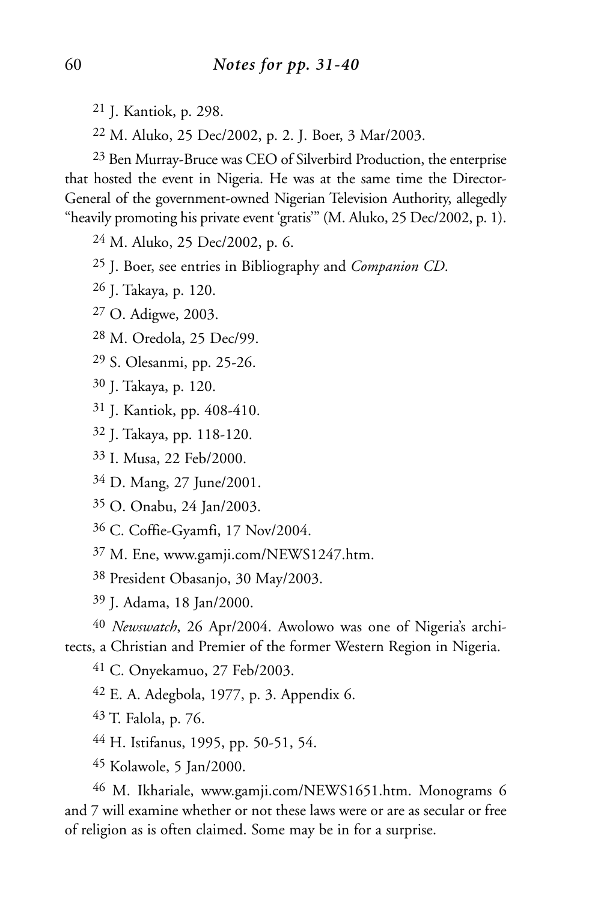## *Notes for pp. 31-40*

[21] J. Kantiok, p. 298.

[22] M. Aluko, 25 Dec/2002, p. 2. J. Boer, 3 Mar/2003.

[23] Ben Murray-Bruce was CEO of Silverbird Production, the enterprise that hosted the event in Nigeria. He was at the same time the Director-General of the government-owned Nigerian Television Authority, allegedly "heavily promoting his private event 'gratis'" (M. Aluko, 25 Dec/2002, p. 1).

[24] M. Aluko, 25 Dec/2002, p. 6.

[25] J. Boer, see entries in Bibliography and *Companion CD*.

[26] J. Takaya, p. 120.

[27] O. Adigwe, 2003.

[28] M. Oredola, 25 Dec/99.

[29] S. Olesanmi, pp. 25-26.

[30] J. Takaya, p. 120.

[31] J. Kantiok, pp. 408-410.

[32] J. Takaya, pp. 118-120.

[33] I. Musa, 22 Feb/2000.

[34] D. Mang, 27 June/2001.

[35] O. Onabu, 24 Jan/2003.

[36] C. Coffie-Gyamfi, 17 Nov/2004.

[37] M. Ene, www.gamji.com/NEWS1247.htm.

[38] President Obasanjo, 30 May/2003.

[39] J. Adama, 18 Jan/2000.

[40] *Newswatch*, 26 Apr/2004. Awolowo was one of Nigeria's architects, a Christian and Premier of the former Western Region in Nigeria.

[41] C. Onyekamuo, 27 Feb/2003.

[42] E. A. Adegbola, 1977, p. 3. Appendix 6.

[43] T. Falola, p. 76.

[44] H. Istifanus, 1995, pp. 50-51, 54.

[45] Kolawole, 5 Jan/2000.

[46] M. Ikhariale, www.gamji.com/NEWS1651.htm. Monograms 6 and 7 will examine whether or not these laws were or are as secular or free of religion as is often claimed. Some may be in for a surprise.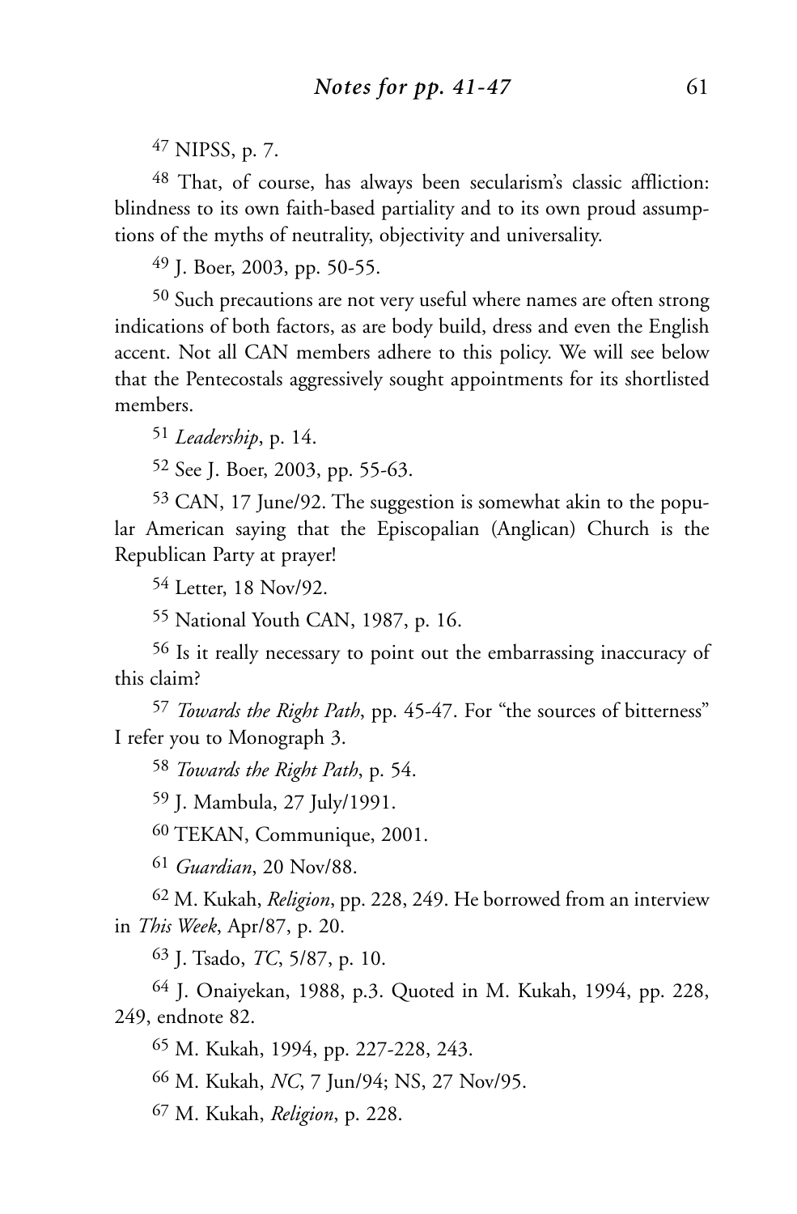[47] NIPSS, p. 7.

[48] That, of course, has always been secularism's classic affliction: blindness to its own faith-based partiality and to its own proud assumptions of the myths of neutrality, objectivity and universality.

[49] J. Boer, 2003, pp. 50-55.

[50] Such precautions are not very useful where names are often strong indications of both factors, as are body build, dress and even the English accent. Not all CAN members adhere to this policy. We will see below that the Pentecostals aggressively sought appointments for its shortlisted members.

[51] *Leadership*, p. 14.

[52] See J. Boer, 2003, pp. 55-63.

[53] CAN, 17 June/92. The suggestion is somewhat akin to the popular American saying that the Episcopalian (Anglican) Church is the Republican Party at prayer!

[54] Letter, 18 Nov/92.

[55] National Youth CAN, 1987, p. 16.

[56] Is it really necessary to point out the embarrassing inaccuracy of this claim?

[57] *Towards the Right Path*, pp. 45-47. For "the sources of bitterness" I refer you to Monograph 3.

[58] *Towards the Right Path*, p. 54.

[59] J. Mambula, 27 July/1991.

[60] TEKAN, Communique, 2001.

[61] *Guardian*, 20 Nov/88.

[62] M. Kukah, *Religion*, pp. 228, 249. He borrowed from an interview in *This Week*, Apr/87, p. 20.

[63] J. Tsado, *TC*, 5/87, p. 10.

[64] J. Onaiyekan, 1988, p.3. Quoted in M. Kukah, 1994, pp. 228, 249, endnote 82.

[65] M. Kukah, 1994, pp. 227-228, 243.

[66] M. Kukah, *NC*, 7 Jun/94; NS, 27 Nov/95.

[67] M. Kukah, *Religion*, p. 228.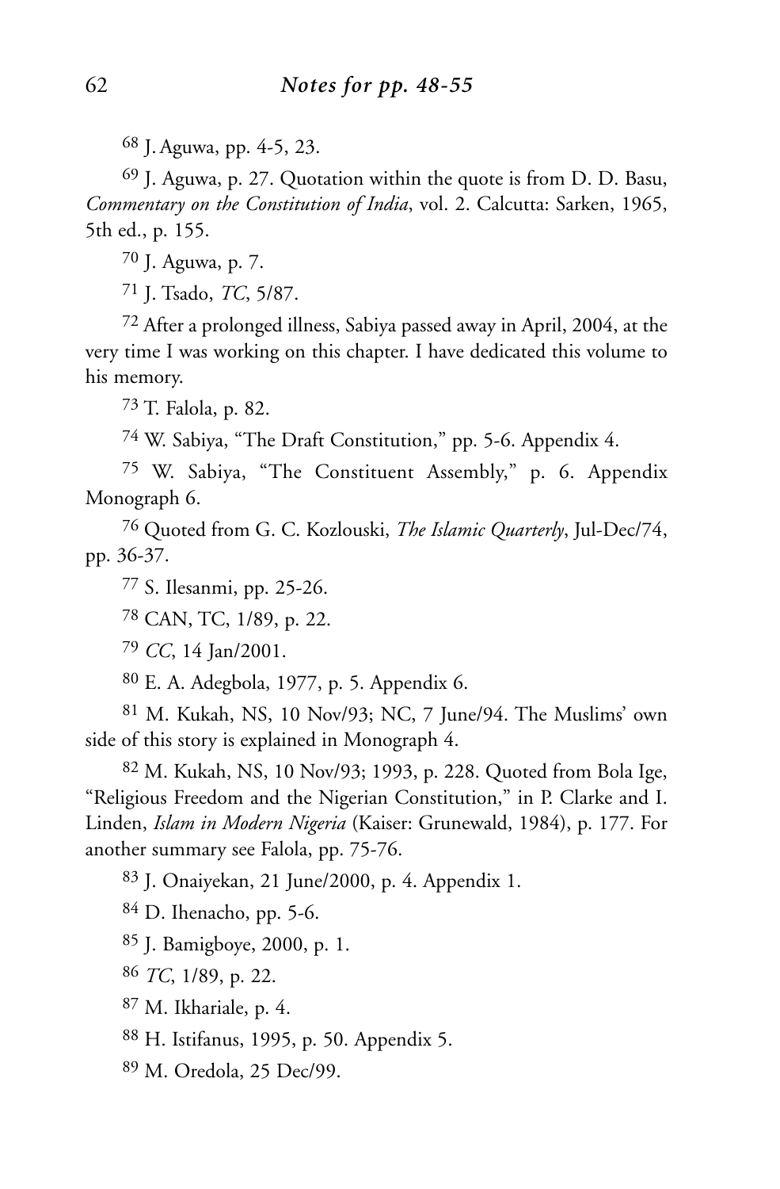## *Notes for pp. 48-55*

[68] J. Aguwa, pp. 4-5, 23.

[69] J. Aguwa, p. 27. Quotation within the quote is from D. D. Basu, *Commentary on the Constitution of India*, vol. 2. Calcutta: Sarken, 1965, 5th ed., p. 155.

[70] J. Aguwa, p. 7.

[71] J. Tsado, *TC*, 5/87.

[72] After a prolonged illness, Sabiya passed away in April, 2004, at the very time I was working on this chapter. I have dedicated this volume to his memory.

[73] T. Falola, p. 82.

[74] W. Sabiya, "The Draft Constitution," pp. 5-6. Appendix 4.

[75] W. Sabiya, "The Constituent Assembly," p. 6. Appendix Monograph 6.

[76] Quoted from G. C. Kozlouski, *The Islamic Quarterly*, Jul-Dec/74, pp. 36-37.

[77] S. Ilesanmi, pp. 25-26.

[78] CAN, TC, 1/89, p. 22.

[79] *CC*, 14 Jan/2001.

[80] E. A. Adegbola, 1977, p. 5. Appendix 6.

[81] M. Kukah, NS, 10 Nov/93; NC, 7 June/94. The Muslims' own side of this story is explained in Monograph 4.

[82] M. Kukah, NS, 10 Nov/93; 1993, p. 228. Quoted from Bola Ige, "Religious Freedom and the Nigerian Constitution," in P. Clarke and I. Linden, *Islam in Modern Nigeria* (Kaiser: Grunewald, 1984), p. 177. For another summary see Falola, pp. 75-76.

[83] J. Onaiyekan, 21 June/2000, p. 4. Appendix 1.

[84] D. Ihenacho, pp. 5-6.

[85] J. Bamigboye, 2000, p. 1.

[86] *TC*, 1/89, p. 22.

[87] M. Ikhariale, p. 4.

[88] H. Istifanus, 1995, p. 50. Appendix 5.

[89] M. Oredola, 25 Dec/99.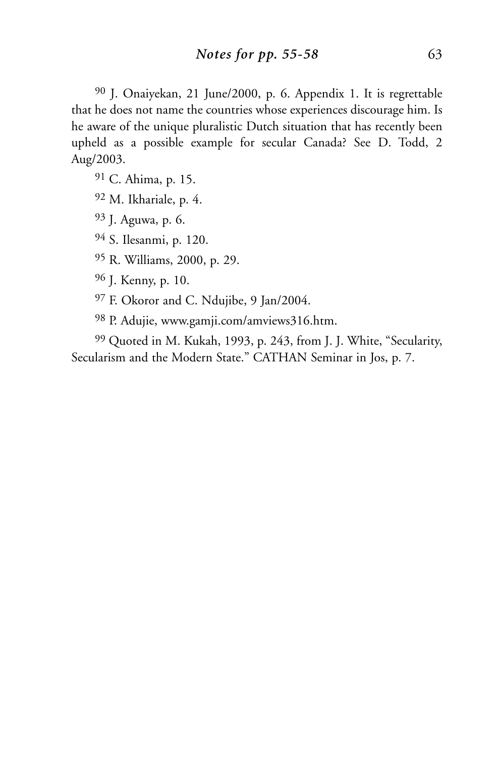[90] J. Onaiyekan, 21 June/2000, p. 6. Appendix 1. It is regrettable that he does not name the countries whose experiences discourage him. Is he aware of the unique pluralistic Dutch situation that has recently been upheld as a possible example for secular Canada? See D. Todd, 2 Aug/2003.

[91] C. Ahima, p. 15.

[92] M. Ikhariale, p. 4.

[93] J. Aguwa, p. 6.

[94] S. Ilesanmi, p. 120.

[95] R. Williams, 2000, p. 29.

[96] J. Kenny, p. 10.

[97] F. Okoror and C. Ndujibe, 9 Jan/2004.

[98] P. Adujie, www.gamji.com/amviews316.htm.

[99] Quoted in M. Kukah, 1993, p. 243, from J. J. White, "Secularity, Secularism and the Modern State." CATHAN Seminar in Jos, p. 7.